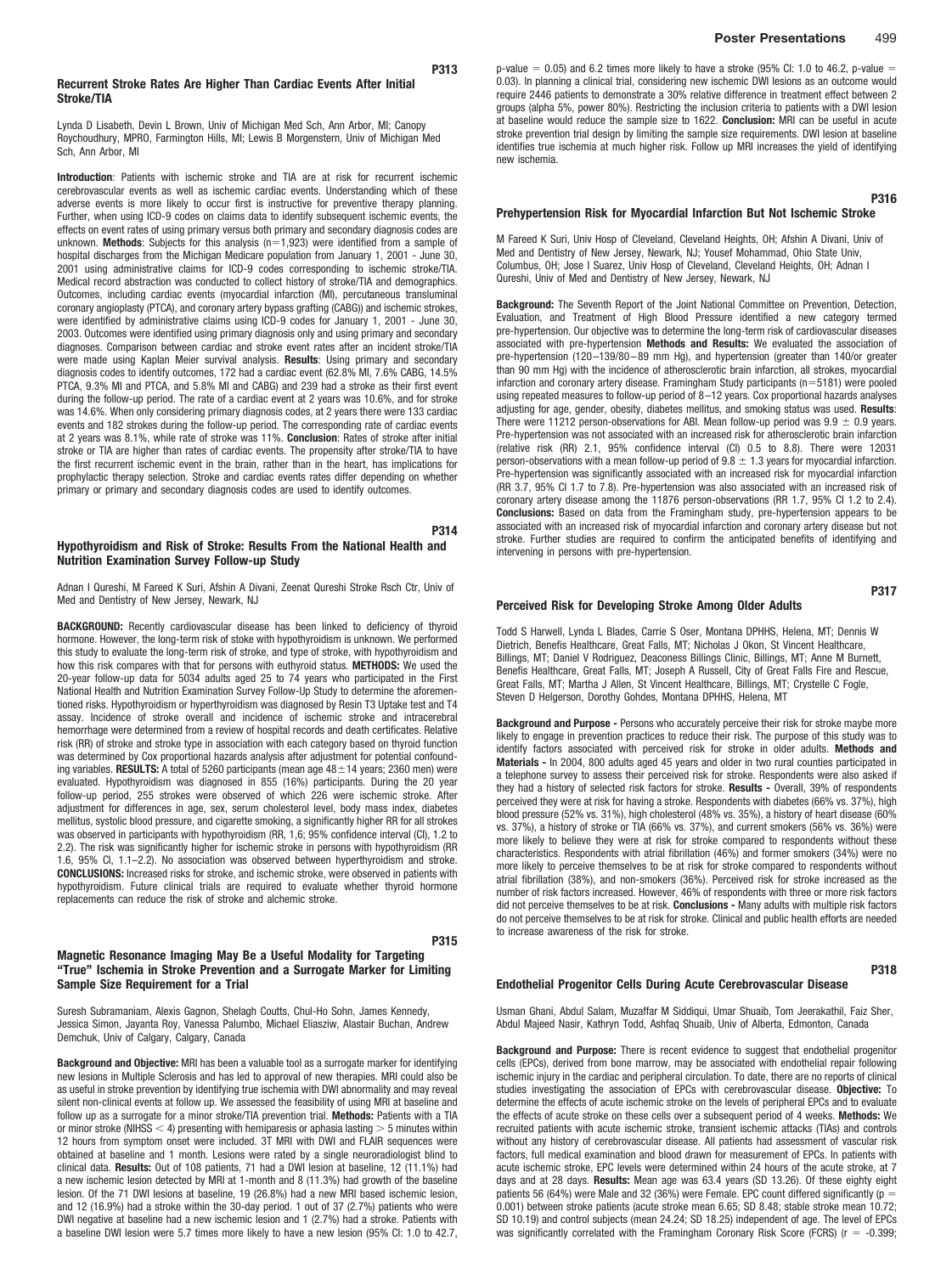### P313

#### Recurrent Stroke Rates Are Higher Than Cardiac Events After Initial Stroke/TIA

Lynda D Lisabeth, Devin L Brown, Univ of Michigan Med Sch, Ann Arbor, MI; Canopy Roychoudhury, MPRO, Farmington Hills, MI; Lewis B Morgenstern, Univ of Michigan Med Sch, Ann Arbor, MI

**Introduction**: Patients with ischemic stroke and TIA are at risk for recurrent ischemic cerebrovascular events as well as ischemic cardiac events. Understanding which of these adverse events is more likely to occur first is instructive for preventive therapy planning. Further, when using ICD-9 codes on claims data to identify subsequent ischemic events, the effects on event rates of using primary versus both primary and secondary diagnosis codes are unknown. **Methods**: Subjects for this analysis (n=1,923) were identified from a sample of hospital discharges from the Michigan Medicare population from January 1, 2001 - June 30, 2001 using administrative claims for ICD-9 codes corresponding to ischemic stroke/TIA. Medical record abstraction was conducted to collect history of stroke/TIA and demographics. Outcomes, including cardiac events (myocardial infarction (MI), percutaneous transluminal coronary angioplasty (PTCA), and coronary artery bypass grafting (CABG)) and ischemic strokes, were identified by administrative claims using ICD-9 codes for January 1, 2001 - June 30, 2003. Outcomes were identified using primary diagnosis only and using primary and secondary diagnoses. Comparison between cardiac and stroke event rates after an incident stroke/TIA were made using Kaplan Meier survival analysis. **Results**: Using primary and secondary diagnosis codes to identify outcomes, 172 had a cardiac event (62.8% MI, 7.6% CABG, 14.5% PTCA, 9.3% MI and PTCA, and 5.8% MI and CABG) and 239 had a stroke as their first event during the follow-up period. The rate of a cardiac event at 2 years was 10.6%, and for stroke was 14.6%. When only considering primary diagnosis codes, at 2 years there were 133 cardiac events and 182 strokes during the follow-up period. The corresponding rate of cardiac events at 2 years was 8.1%, while rate of stroke was 11%. **Conclusion**: Rates of stroke after initial stroke or TIA are higher than rates of cardiac events. The propensity after stroke/TIA to have the first recurrent ischemic event in the brain, rather than in the heart, has implications for prophylactic therapy selection. Stroke and cardiac events rates differ depending on whether primary or primary and secondary diagnosis codes are used to identify outcomes.

### P314

#### Hypothyroidism and Risk of Stroke: Results From the National Health and Nutrition Examination Survey Follow-up Study

Adnan I Qureshi, M Fareed K Suri, Afshin A Divani, Zeenat Qureshi Stroke Rsch Ctr, Univ of Med and Dentistry of New Jersey, Newark, NJ

**BACKGROUND:** Recently cardiovascular disease has been linked to deficiency of thyroid hormone. However, the long-term risk of stoke with hypothyroidism is unknown. We performed this study to evaluate the long-term risk of stroke, and type of stroke, with hypothyroidism and how this risk compares with that for persons with euthyroid status. **METHODS:** We used the 20-year follow-up data for 5034 adults aged 25 to 74 years who participated in the First National Health and Nutrition Examination Survey Follow-Up Study to determine the aforementioned risks. Hypothyroidism or hyperthyroidism was diagnosed by Resin T3 Uptake test and T4 assay. Incidence of stroke overall and incidence of ischemic stroke and intracerebral hemorrhage were determined from a review of hospital records and death certificates. Relative risk (RR) of stroke and stroke type in association with each category based on thyroid function was determined by Cox proportional hazards analysis after adjustment for potential confounding variables. **RESULTS:** A total of 5260 participants (mean age 48±14 years; 2360 men) were evaluated. Hypothyroidism was diagnosed in 855 (16%) participants. During the 20 year follow-up period, 255 strokes were observed of which 226 were ischemic stroke. After adjustment for differences in age, sex, serum cholesterol level, body mass index, diabetes mellitus, systolic blood pressure, and cigarette smoking, a significantly higher RR for all strokes was observed in participants with hypothyroidism (RR, 1,6; 95% confidence interval (CI), 1.2 to 2.2). The risk was significantly higher for ischemic stroke in persons with hypothyroidism (RR 1.6, 95% Cl, 1.1–2.2). No association was observed between hyperthyroidism and stroke. **CONCLUSIONS:** Increased risks for stroke, and ischemic stroke, were observed in patients with hypothyroidism. Future clinical trials are required to evaluate whether thyroid hormone replacements can reduce the risk of stroke and alchemic stroke.

### P315

#### Magnetic Resonance Imaging May Be a Useful Modality for Targeting "True" Ischemia in Stroke Prevention and a Surrogate Marker for Limiting Sample Size Requirement for a Trial

Suresh Subramaniam, Alexis Gagnon, Shelagh Coutts, Chul-Ho Sohn, James Kennedy, Jessica Simon, Jayanta Roy, Vanessa Palumbo, Michael Eliasziw, Alastair Buchan, Andrew Demchuk, Univ of Calgary, Calgary, Canada

**Background and Objective:** MRI has been a valuable tool as a surrogate marker for identifying new lesions in Multiple Sclerosis and has led to approval of new therapies. MRI could also be as useful in stroke prevention by identifying true ischemia with DWI abnormality and may reveal silent non-clinical events at follow up. We assessed the feasibility of using MRI at baseline and follow up as a surrogate for a minor stroke/TIA prevention trial. **Methods:** Patients with a TIA or minor stroke (NIHSS < 4) presenting with hemiparesis or aphasia lasting > 5 minutes within 12 hours from symptom onset were included. 3T MRI with DWI and FLAIR sequences were obtained at baseline and 1 month. Lesions were rated by a single neuroradiologist blind to clinical data. **Results:** Out of 108 patients, 71 had a DWI lesion at baseline, 12 (11.1%) had a new ischemic lesion detected by MRI at 1-month and 8 (11.3%) had growth of the baseline lesion. Of the 71 DWI lesions at baseline, 19 (26.8%) had a new MRI based ischemic lesion, and 12 (16.9%) had a stroke within the 30-day period. 1 out of 37 (2.7%) patients who were DWI negative at baseline had a new ischemic lesion and 1 (2.7%) had a stroke. Patients with a baseline DWI lesion were 5.7 times more likely to have a new lesion (95% CI: 1.0 to 42.7, p-value = 0.05) and 6.2 times more likely to have a stroke (95% CI: 1.0 to 46.2, p-value = 0.03). In planning a clinical trial, considering new ischemic DWI lesions as an outcome would require 2446 patients to demonstrate a 30% relative difference in treatment effect between 2 groups (alpha 5%, power 80%). Restricting the inclusion criteria to patients with a DWI lesion at baseline would reduce the sample size to 1622. **Conclusion:** MRI can be useful in acute stroke prevention trial design by limiting the sample size requirements. DWI lesion at baseline identifies true ischemia at much higher risk. Follow up MRI increases the yield of identifying new ischemia.

### P316

#### Prehypertension Risk for Myocardial Infarction But Not Ischemic Stroke

M Fareed K Suri, Univ Hosp of Cleveland, Cleveland Heights, OH; Afshin A Divani, Univ of Med and Dentistry of New Jersey, Newark, NJ; Yousef Mohammad, Ohio State Univ, Columbus, OH; Jose I Suarez, Univ Hosp of Cleveland, Cleveland Heights, OH; Adnan I Qureshi, Univ of Med and Dentistry of New Jersey, Newark, NJ

**Background:** The Seventh Report of the Joint National Committee on Prevention, Detection, Evaluation, and Treatment of High Blood Pressure identified a new category termed pre-hypertension. Our objective was to determine the long-term risk of cardiovascular diseases associated with pre-hypertension **Methods and Results:** We evaluated the association of pre-hypertension (120–139/80–89 mm Hg), and hypertension (greater than 140/or greater than 90 mm Hg) with the incidence of atherosclerotic brain infarction, all strokes, myocardial infarction and coronary artery disease. Framingham Study participants (n=5181) were pooled using repeated measures to follow-up period of 8–12 years. Cox proportional hazards analyses adjusting for age, gender, obesity, diabetes mellitus, and smoking status was used. **Results**: There were 11212 person-observations for ABI. Mean follow-up period was 9.9 ± 0.9 years. Pre-hypertension was not associated with an increased risk for atherosclerotic brain infarction (relative risk (RR) 2.1, 95% confidence interval (CI) 0.5 to 8.8). There were 12031 person-observations with a mean follow-up period of 9.8 ± 1.3 years for myocardial infarction. Pre-hypertension was significantly associated with an increased risk for myocardial infarction (RR 3.7, 95% CI 1.7 to 7.8). Pre-hypertension was also associated with an increased risk of coronary artery disease among the 11876 person-observations (RR 1.7, 95% CI 1.2 to 2.4). **Conclusions:** Based on data from the Framingham study, pre-hypertension appears to be associated with an increased risk of myocardial infarction and coronary artery disease but not stroke. Further studies are required to confirm the anticipated benefits of identifying and intervening in persons with pre-hypertension.

### P317

#### Perceived Risk for Developing Stroke Among Older Adults

Todd S Harwell, Lynda L Blades, Carrie S Oser, Montana DPHHS, Helena, MT; Dennis W Dietrich, Benefis Healthcare, Great Falls, MT; Nicholas J Okon, St Vincent Healthcare, Billings, MT; Daniel V Rodriguez, Deaconess Billings Clinic, Billings, MT; Anne M Burnett, Benefis Healthcare, Great Falls, MT; Joseph A Russell, City of Great Falls Fire and Rescue, Great Falls, MT; Martha J Allen, St Vincent Healthcare, Billings, MT; Crystelle C Fogle, Steven D Helgerson, Dorothy Gohdes, Montana DPHHS, Helena, MT

**Background and Purpose -** Persons who accurately perceive their risk for stroke maybe more likely to engage in prevention practices to reduce their risk. The purpose of this study was to identify factors associated with perceived risk for stroke in older adults. **Methods and Materials -** In 2004, 800 adults aged 45 years and older in two rural counties participated in a telephone survey to assess their perceived risk for stroke. Respondents were also asked if they had a history of selected risk factors for stroke. **Results -** Overall, 39% of respondents perceived they were at risk for having a stroke. Respondents with diabetes (66% vs. 37%), high blood pressure (52% vs. 31%), high cholesterol (48% vs. 35%), a history of heart disease (60% vs. 37%), a history of stroke or TIA (66% vs. 37%), and current smokers (56% vs. 36%) were more likely to believe they were at risk for stroke compared to respondents without these characteristics. Respondents with atrial fibrillation (46%) and former smokers (34%) were no more likely to perceive themselves to be at risk for stroke compared to respondents without atrial fibrillation (38%), and non-smokers (36%). Perceived risk for stroke increased as the number of risk factors increased. However, 46% of respondents with three or more risk factors did not perceive themselves to be at risk for stroke. **Conclusions -** Many adults with multiple risk factors do not perceive themselves to be at risk for stroke. Clinical and public health efforts are needed to increase awareness of the risk for stroke.

### P318

#### Endothelial Progenitor Cells During Acute Cerebrovascular Disease

Usman Ghani, Abdul Salam, Muzaffar M Siddiqui, Umar Shuaib, Tom Jeerakathil, Faiz Sher, Abdul Majeed Nasir, Kathryn Todd, Ashfaq Shuaib, Univ of Alberta, Edmonton, Canada

**Background and Purpose:** There is recent evidence to suggest that endothelial progenitor cells (EPCs), derived from bone marrow, may be associated with endothelial repair following ischemic injury in the cardiac and peripheral circulation. To date, there are no reports of clinical studies investigating the association of EPCs with cerebrovascular disease. **Objective:** To determine the effects of acute ischemic stroke on the levels of peripheral EPCs and to evaluate the effects of acute stroke on these cells over a subsequent period of 4 weeks. **Methods:** We recruited patients with acute ischemic stroke, transient ischemic attacks (TIAs) and controls without any history of cerebrovascular disease. All patients had assessment of vascular risk factors, full medical examination and blood drawn for measurement of EPCs. In patients with acute ischemic stroke, EPC levels were determined within 24 hours of the acute stroke, at 7 days and at 28 days. **Results:** Mean age was 63.4 years (SD 13.26). Of these eighty eight patients 56 (64%) were Male and 32 (36%) were Female. EPC count differed significantly (p = 0.001) between stroke patients (acute stroke mean 6.65; SD 8.48; stable stroke mean 10.72; SD 10.19) and control subjects (mean 24.24; SD 18.25) independent of age. The level of EPCs was significantly correlated with the Framingham Coronary Risk Score (FCRS) (r = -0.399;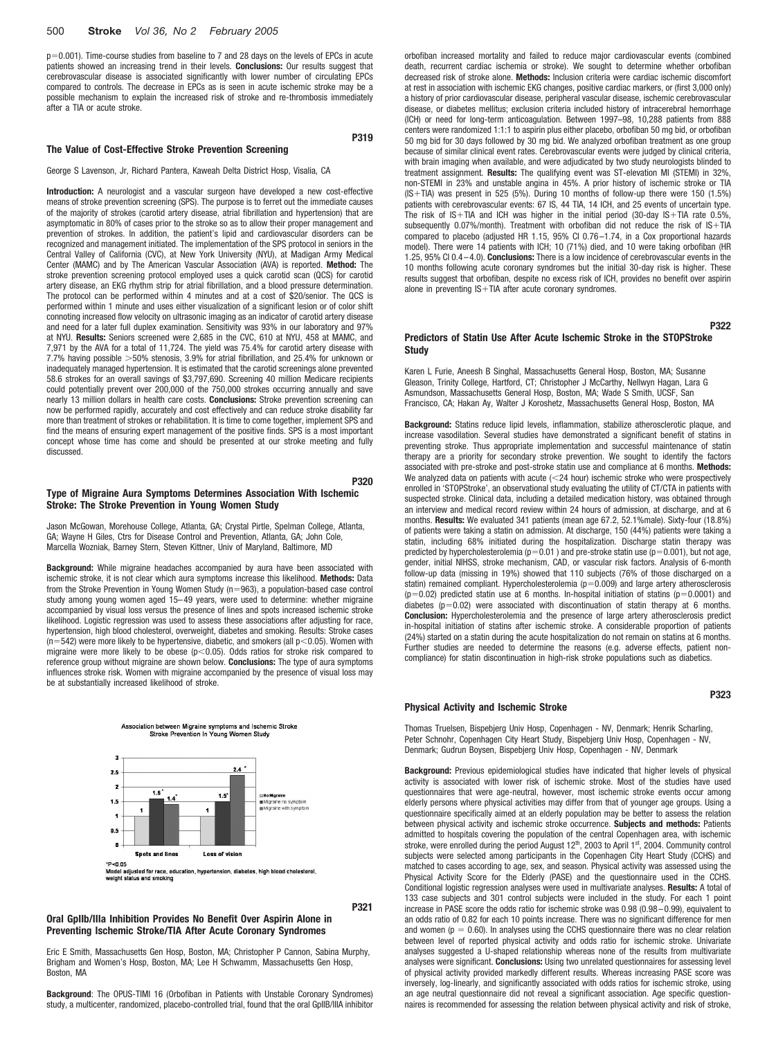p=0.001). Time-course studies from baseline to 7 and 28 days on the levels of EPCs in acute patients showed an increasing trend in their levels. **Conclusions:** Our results suggest that cerebrovascular disease is associated significantly with lower number of circulating EPCs compared to controls. The decrease in EPCs as is seen in acute ischemic stroke may be a possible mechanism to explain the increased risk of stroke and re-thrombosis immediately after a TIA or acute stroke.

P319

### The Value of Cost-Effective Stroke Prevention Screening

George S Lavenson, Jr, Richard Pantera, Kaweah Delta District Hosp, Visalia, CA

**Introduction:** A neurologist and a vascular surgeon have developed a new cost-effective means of stroke prevention screening (SPS). The purpose is to ferret out the immediate causes of the majority of strokes (carotid artery disease, atrial fibrillation and hypertension) that are asymptomatic in 80% of cases prior to the stroke so as to allow their proper management and prevention of strokes. In addition, the patient's lipid and cardiovascular disorders can be recognized and management initiated. The implementation of the SPS protocol in seniors in the Central Valley of California (CVC), at New York University (NYU), at Madigan Army Medical Center (MAMC) and by The American Vascular Association (AVA) is reported. **Method:** The stroke prevention screening protocol employed uses a quick carotid scan (QCS) for carotid artery disease, an EKG rhythm strip for atrial fibrillation, and a blood pressure determination. The protocol can be performed within 4 minutes and at a cost of $20/senior. The QCS is performed within 1 minute and uses either visualization of a significant lesion or of color shift connoting increased flow velocity on ultrasonic imaging as an indicator of carotid artery disease and need for a later full duplex examination. Sensitivity was 93% in our laboratory and 97% at NYU. **Results:** Seniors screened were 2,685 in the CVC, 610 at NYU, 458 at MAMC, and 7,971 by the AVA for a total of 11,724. The yield was 75.4% for carotid artery disease with 7.7% having possible >50% stenosis, 3.9% for atrial fibrillation, and 25.4% for unknown or inadequately managed hypertension. It is estimated that the carotid screenings alone prevented 58.6 strokes for an overall savings of $3,797,690. Screening 40 million Medicare recipients could potentially prevent over 200,000 of the 750,000 strokes occurring annually and save nearly 13 million dollars in health care costs. **Conclusions:** Stroke prevention screening can now be performed rapidly, accurately and cost effectively and can reduce stroke disability far more than treatment of strokes or rehabilitation. It is time to come together, implement SPS and find the means of ensuring expert management of the positive finds. SPS is a most important concept whose time has come and should be presented at our stroke meeting and fully discussed.

P320

### Type of Migraine Aura Symptoms Determines Association With Ischemic Stroke: The Stroke Prevention in Young Women Study

Jason McGowan, Morehouse College, Atlanta, GA; Crystal Pirtle, Spelman College, Atlanta, GA; Wayne H Giles, Ctrs for Disease Control and Prevention, Atlanta, GA; John Cole, Marcella Wozniak, Barney Stern, Steven Kittner, Univ of Maryland, Baltimore, MD

**Background:** While migraine headaches accompanied by aura have been associated with ischemic stroke, it is not clear which aura symptoms increase this likelihood. **Methods:** Data from the Stroke Prevention in Young Women Study (n=963), a population-based case control study among young women aged 15–49 years, were used to determine: whether migraine accompanied by visual loss versus the presence of lines and spots increased ischemic stroke likelihood. Logistic regression was used to assess these associations after adjusting for race, hypertension, high blood cholesterol, overweight, diabetes and smoking. Results: Stroke cases (n=542) were more likely to be hypertensive, diabetic, and smokers (all p<0.05). Women with migraine were more likely to be obese (p<0.05). Odds ratios for stroke risk compared to reference group without migraine are shown below. **Conclusions:** The type of aura symptoms influences stroke risk. Women with migraine accompanied by the presence of visual loss may be at substantially increased likelihood of stroke.

Association between Migraine symptoms and Ischemic Stroke
Stroke Prevention in Young Women Study

| | No Migraine | Migraine no symptom | Migraine with symptom |
|---|---|---|---|
| Spots and lines | 1 | 1.6* | 1.4* |
| Loss of vision | 1 | 1.5* | 2.4* |

*P<0.05
Model adjusted for race, education, hypertension, diabetes, high blood cholesterol, weight status and smoking

P321

### Oral GpIIb/IIIa Inhibition Provides No Benefit Over Aspirin Alone in Preventing Ischemic Stroke/TIA After Acute Coronary Syndromes

Eric E Smith, Massachusetts Gen Hosp, Boston, MA; Christopher P Cannon, Sabina Murphy, Brigham and Women's Hosp, Boston, MA; Lee H Schwamm, Massachusetts Gen Hosp, Boston, MA

**Background**: The OPUS-TIMI 16 (Orbofiban in Patients with Unstable Coronary Syndromes) study, a multicenter, randomized, placebo-controlled trial, found that the oral GpIIB/IIIA inhibitor orbofiban increased mortality and failed to reduce major cardiovascular events (combined death, recurrent cardiac ischemia or stroke). We sought to determine whether orbofiban decreased risk of stroke alone. **Methods:** Inclusion criteria were cardiac ischemic discomfort at rest in association with ischemic EKG changes, positive cardiac markers, or (first 3,000 only) a history of prior cardiovascular disease, peripheral vascular disease, ischemic cerebrovascular disease, or diabetes mellitus; exclusion criteria included history of intracerebral hemorrhage (ICH) or need for long-term anticoagulation. Between 1997–98, 10,288 patients from 888 centers were randomized 1:1:1 to aspirin plus either placebo, orbofiban 50 mg bid, or orbofiban 50 mg bid for 30 days followed by 30 mg bid. We analyzed orbofiban treatment as one group because of similar clinical event rates. Cerebrovascular events were judged by clinical criteria, with brain imaging when available, and were adjudicated by two study neurologists blinded to treatment assignment. **Results:** The qualifying event was ST-elevation MI (STEMI) in 32%, non-STEMI in 23% and unstable angina in 45%. A prior history of ischemic stroke or TIA (IS+TIA) was present in 525 (5%). During 10 months of follow-up there were 150 (1.5%) patients with cerebrovascular events: 67 IS, 44 TIA, 14 ICH, and 25 events of uncertain type. The risk of IS+TIA and ICH was higher in the initial period (30-day IS+TIA rate 0.5%, subsequently 0.07%/month). Treatment with orbofiban did not reduce the risk of IS+TIA compared to placebo (adjusted HR 1.15, 95% CI 0.76–1.74, in a Cox proportional hazards model). There were 14 patients with ICH; 10 (71%) died, and 10 were taking orbofiban (HR 1.25, 95% CI 0.4–4.0). **Conclusions:** There is a low incidence of cerebrovascular events in the 10 months following acute coronary syndromes but the initial 30-day risk is higher. These results suggest that orbofiban, despite no excess risk of ICH, provides no benefit over aspirin alone in preventing IS+TIA after acute coronary syndromes.

P322

### Predictors of Statin Use After Acute Ischemic Stroke in the STOPStroke Study

Karen L Furie, Aneesh B Singhal, Massachusetts General Hosp, Boston, MA; Susanne Gleason, Trinity College, Hartford, CT; Christopher J McCarthy, Nellwyn Hagan, Lara G Asmundson, Massachusetts General Hosp, Boston, MA; Wade S Smith, UCSF, San Francisco, CA; Hakan Ay, Walter J Koroshetz, Massachusetts General Hosp, Boston, MA

**Background:** Statins reduce lipid levels, inflammation, stabilize atherosclerotic plaque, and increase vasodilation. Several studies have demonstrated a significant benefit of statins in preventing stroke. Thus appropriate implementation and successful maintenance of statin therapy are a priority for secondary stroke prevention. We sought to identify the factors associated with pre-stroke and post-stroke statin use and compliance at 6 months. **Methods:** We analyzed data on patients with acute (<24 hour) ischemic stroke who were prospectively enrolled in 'STOPStroke', an observational study evaluating the utility of CT/CTA in patients with suspected stroke. Clinical data, including a detailed medication history, was obtained through an interview and medical record review within 24 hours of admission, at discharge, and at 6 months. **Results:** We evaluated 341 patients (mean age 67.2, 52.1%male). Sixty-four (18.8%) of patients were taking a statin on admission. At discharge, 150 (44%) patients were taking a statin, including 68% initiated during the hospitalization. Discharge statin therapy was predicted by hypercholesterolemia (p=0.01 ) and pre-stroke statin use (p=0.001), but not age, gender, initial NIHSS, stroke mechanism, CAD, or vascular risk factors. Analysis of 6-month follow-up data (missing in 19%) showed that 110 subjects (76% of those discharged on a statin) remained compliant. Hypercholesterolemia (p=0.009) and large artery atherosclerosis (p=0.02) predicted statin use at 6 months. In-hospital initiation of statins (p=0.0001) and diabetes (p=0.02) were associated with discontinuation of statin therapy at 6 months. **Conclusion:** Hypercholesterolemia and the presence of large artery atherosclerosis predict in-hospital initiation of statins after ischemic stroke. A considerable proportion of patients (24%) started on a statin during the acute hospitalization do not remain on statins at 6 months. Further studies are needed to determine the reasons (e.g. adverse effects, patient non-compliance) for statin discontinuation in high-risk stroke populations such as diabetics.

P323

### Physical Activity and Ischemic Stroke

Thomas Truelsen, Bispebjerg Univ Hosp, Copenhagen - NV, Denmark; Henrik Scharling, Peter Schnohr, Copenhagen City Heart Study, Bispebjerg Univ Hosp, Copenhagen - NV, Denmark; Gudrun Boysen, Bispebjerg Univ Hosp, Copenhagen - NV, Denmark

**Background:** Previous epidemiological studies have indicated that higher levels of physical activity is associated with lower risk of ischemic stroke. Most of the studies have used questionnaires that were age-neutral, however, most ischemic stroke events occur among elderly persons where physical activities may differ from that of younger age groups. Using a questionnaire specifically aimed at an elderly population may be better to assess the relation between physical activity and ischemic stroke occurrence. **Subjects and methods:** Patients admitted to hospitals covering the population of the central Copenhagen area, with ischemic stroke, were enrolled during the period August 12th, 2003 to April 1st, 2004. Community control subjects were selected among participants in the Copenhagen City Heart Study (CCHS) and matched to cases according to age, sex, and season. Physical activity was assessed using the Physical Activity Score for the Elderly (PASE) and the questionnaire used in the CCHS. Conditional logistic regression analyses were used in multivariate analyses. **Results:** A total of 133 case subjects and 301 control subjects were included in the study. For each 1 point increase in PASE score the odds ratio for ischemic stroke was 0.98 (0.98–0.99), equivalent to an odds ratio of 0.82 for each 10 points increase. There was no significant difference for men and women (p = 0.60). In analyses using the CCHS questionnaire there was no clear relation between level of reported physical activity and odds ratio for ischemic stroke. Univariate analyses suggested a U-shaped relationship whereas none of the results from multivariate analyses were significant. **Conclusions:** Using two unrelated questionnaires for assessing level of physical activity provided markedly different results. Whereas increasing PASE score was inversely, log-linearly, and significantly associated with odds ratios for ischemic stroke, using an age neutral questionnaire did not reveal a significant association. Age specific questionnaires is recommended for assessing the relation between physical activity and risk of stroke,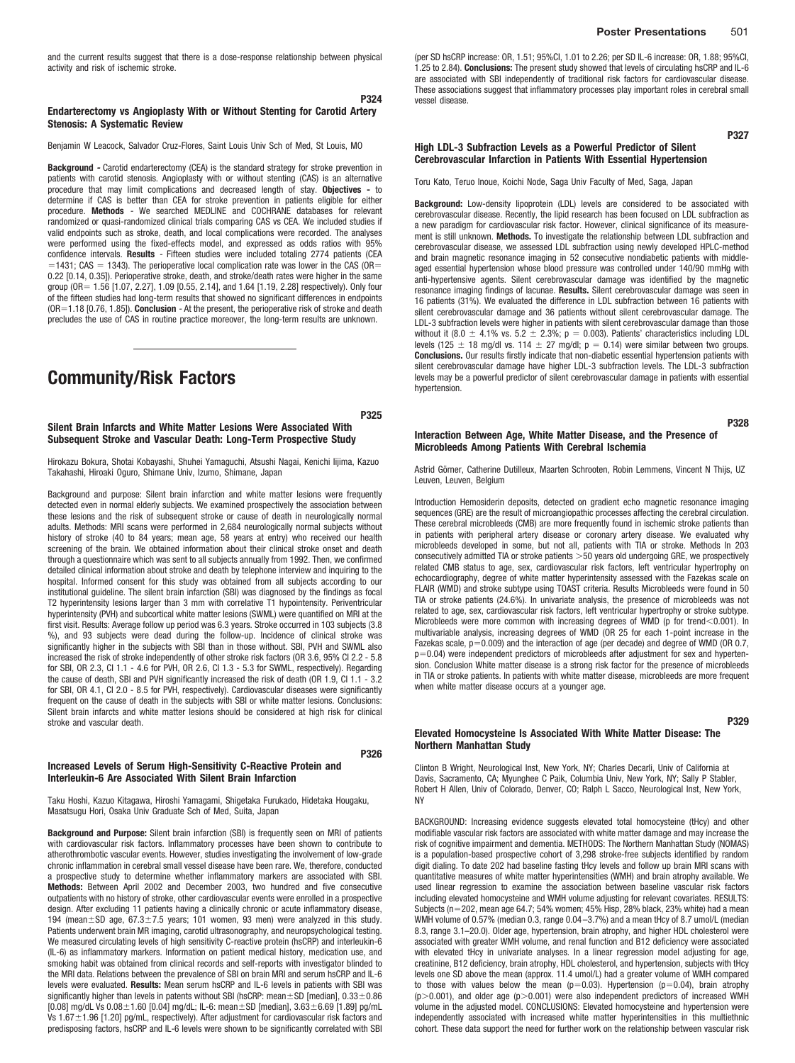and the current results suggest that there is a dose-response relationship between physical activity and risk of ischemic stroke.

P324

### Endarterectomy vs Angioplasty With or Without Stenting for Carotid Artery Stenosis: A Systematic Review

Benjamin W Leacock, Salvador Cruz-Flores, Saint Louis Univ Sch of Med, St Louis, MO

**Background -** Carotid endarterectomy (CEA) is the standard strategy for stroke prevention in patients with carotid stenosis. Angioplasty with or without stenting (CAS) is an alternative procedure that may limit complications and decreased length of stay. **Objectives -** to determine if CAS is better than CEA for stroke prevention in patients eligible for either procedure. **Methods** - We searched MEDLINE and COCHRANE databases for relevant randomized or quasi-randomized clinical trials comparing CAS vs CEA. We included studies if valid endpoints such as stroke, death, and local complications were recorded. The analyses were performed using the fixed-effects model, and expressed as odds ratios with 95% confidence intervals. **Results** - Fifteen studies were included totaling 2774 patients (CEA =1431; CAS = 1343). The perioperative local complication rate was lower in the CAS (OR= 0.22 [0.14, 0.35]). Perioperative stroke, death, and stroke/death rates were higher in the same group (OR= 1.56 [1.07, 2.27], 1.09 [0.55, 2.14], and 1.64 [1.19, 2.28] respectively). Only four of the fifteen studies had long-term results that showed no significant differences in endpoints (OR=1.18 [0.76, 1.85]). **Conclusion** - At the present, the perioperative risk of stroke and death precludes the use of CAS in routine practice moreover, the long-term results are unknown.

# Community/Risk Factors

P325

### Silent Brain Infarcts and White Matter Lesions Were Associated With Subsequent Stroke and Vascular Death: Long-Term Prospective Study

Hirokazu Bokura, Shotai Kobayashi, Shuhei Yamaguchi, Atsushi Nagai, Kenichi Iijima, Kazuo Takahashi, Hiroaki Oguro, Shimane Univ, Izumo, Shimane, Japan

Background and purpose: Silent brain infarction and white matter lesions were frequently detected even in normal elderly subjects. We examined prospectively the association between these lesions and the risk of subsequent stroke or cause of death in neurologically normal adults. Methods: MRI scans were performed in 2,684 neurologically normal subjects without history of stroke (40 to 84 years; mean age, 58 years at entry) who received our health screening of the brain. We obtained information about their clinical stroke onset and death through a questionnaire which was sent to all subjects annually from 1992. Then, we confirmed detailed clinical information about stroke and death by telephone interview and inquiring to the hospital. Informed consent for this study was obtained from all subjects according to our institutional guideline. The silent brain infarction (SBI) was diagnosed by the findings as focal T2 hyperintensity lesions larger than 3 mm with correlative T1 hypointensity. Periventricular hyperintensity (PVH) and subcortical white matter lesions (SWML) were quantified on MRI at the first visit. Results: Average follow up period was 6.3 years. Stroke occurred in 103 subjects (3.8 %), and 93 subjects were dead during the follow-up. Incidence of clinical stroke was significantly higher in the subjects with SBI than in those without. SBI, PVH and SWML also increased the risk of stroke independently of other stroke risk factors (OR 3.6, 95% CI 2.2 - 5.8 for SBI, OR 2.3, CI 1.1 - 4.6 for PVH, OR 2.6, CI 1.3 - 5.3 for SWML, respectively). Regarding the cause of death, SBI and PVH significantly increased the risk of death (OR 1.9, CI 1.1 - 3.2 for SBI, OR 4.1, CI 2.0 - 8.5 for PVH, respectively). Cardiovascular diseases were significantly frequent on the cause of death in the subjects with SBI or white matter lesions. Conclusions: Silent brain infarcts and white matter lesions should be considered at high risk for clinical stroke and vascular death.

P326

### Increased Levels of Serum High-Sensitivity C-Reactive Protein and Interleukin-6 Are Associated With Silent Brain Infarction

Taku Hoshi, Kazuo Kitagawa, Hiroshi Yamagami, Shigetaka Furukado, Hidetaka Hougaku, Masatsugu Hori, Osaka Univ Graduate Sch of Med, Suita, Japan

**Background and Purpose:** Silent brain infarction (SBI) is frequently seen on MRI of patients with cardiovascular risk factors. Inflammatory processes have been shown to contribute to atherothrombotic vascular events. However, studies investigating the involvement of low-grade chronic inflammation in cerebral small vessel disease have been rare. We, therefore, conducted a prospective study to determine whether inflammatory markers are associated with SBI. **Methods:** Between April 2002 and December 2003, two hundred and five consecutive outpatients with no history of stroke, other cardiovascular events were enrolled in a prospective design. After excluding 11 patients having a clinically chronic or acute inflammatory disease, 194 (mean±SD age, 67.3±7.5 years; 101 women, 93 men) were analyzed in this study. Patients underwent brain MR imaging, carotid ultrasonography, and neuropsychological testing. We measured circulating levels of high sensitivity C-reactive protein (hsCRP) and interleukin-6 (IL-6) as inflammatory markers. Information on patient medical history, medication use, and smoking habit was obtained from clinical records and self-reports with investigator blinded to the MRI data. Relations between the prevalence of SBI on brain MRI and serum hsCRP and IL-6 levels were evaluated. **Results:** Mean serum hsCRP and IL-6 levels in patients with SBI was significantly higher than patients without SBI (hsCRP: mean±SD [median], 0.33±0.86 [0.08] mg/dL Vs 0.08±1.60 [0.04] mg/dL; IL-6: mean±SD [median], 3.63±6.69 [1.89] pg/mL Vs 1.67±1.96 [1.20] pg/mL, respectively). After adjustment for cardiovascular risk factors and predisposing factors, hsCRP and IL-6 levels were shown to be significantly correlated with SBI (per SD hsCRP increase: OR, 1.51; 95%CI, 1.01 to 2.26; per SD IL-6 increase: OR, 1.88; 95%CI, 1.25 to 2.84). **Conclusions:** The present study showed that levels of circulating hsCRP and IL-6 are associated with SBI independently of traditional risk factors for cardiovascular disease. These associations suggest that inflammatory processes play important roles in cerebral small vessel disease.

P327

### High LDL-3 Subfraction Levels as a Powerful Predictor of Silent Cerebrovascular Infarction in Patients With Essential Hypertension

Toru Kato, Teruo Inoue, Koichi Node, Saga Univ Faculty of Med, Saga, Japan

**Background:** Low-density lipoprotein (LDL) levels are considered to be associated with cerebrovascular disease. Recently, the lipid research has been focused on LDL subfraction as a new paradigm for cardiovascular risk factor. However, clinical significance of its measurement is still unknown. **Methods.** To investigate the relationship between LDL subfraction and cerebrovascular disease, we assessed LDL subfraction using newly developed HPLC-method and brain magnetic resonance imaging in 52 consecutive nondiabetic patients with middle-aged essential hypertension whose blood pressure was controlled under 140/90 mmHg with anti-hypertensive agents. Silent cerebrovascular damage was identified by the magnetic resonance imaging findings of lacunae. **Results.** Silent cerebrovascular damage was seen in 16 patients (31%). We evaluated the difference in LDL subfraction between 16 patients with silent cerebrovascular damage and 36 patients without silent cerebrovascular damage. The LDL-3 subfraction levels were higher in patients with silent cerebrovascular damage than those without it (8.0 ± 4.1% vs. 5.2 ± 2.3%; p = 0.003). Patients' characteristics including LDL levels (125 ± 18 mg/dl vs. 114 ± 27 mg/dl; p = 0.14) were similar between two groups. **Conclusions.** Our results firstly indicate that non-diabetic essential hypertension patients with silent cerebrovascular damage have higher LDL-3 subfraction levels. The LDL-3 subfraction levels may be a powerful predictor of silent cerebrovascular damage in patients with essential hypertension.

P328

### Interaction Between Age, White Matter Disease, and the Presence of Microbleeds Among Patients With Cerebral Ischemia

Astrid Görner, Catherine Dutilleux, Maarten Schrooten, Robin Lemmens, Vincent N Thijs, UZ Leuven, Leuven, Belgium

Introduction Hemosiderin deposits, detected on gradient echo magnetic resonance imaging sequences (GRE) are the result of microangiopathic processes affecting the cerebral circulation. These cerebral microbleeds (CMB) are more frequently found in ischemic stroke patients than in patients with peripheral artery disease or coronary artery disease. We evaluated why microbleeds developed in some, but not all, patients with TIA or stroke. Methods In 203 consecutively admitted TIA or stroke patients >50 years old undergoing GRE, we prospectively related CMB status to age, sex, cardiovascular risk factors, left ventricular hypertrophy on echocardiography, degree of white matter hyperintensity assessed with the Fazekas scale on FLAIR (WMD) and stroke subtype using TOAST criteria. Results Microbleeds were found in 50 TIA or stroke patients (24.6%). In univariate analysis, the presence of microbleeds was not related to age, sex, cardiovascular risk factors, left ventricular hypertrophy or stroke subtype. Microbleeds were more common with increasing degrees of WMD (p for trend<0.001). In multivariable analysis, increasing degrees of WMD (OR 25 for each 1-point increase in the Fazekas scale, p=0.009) and the interaction of age (per decade) and degree of WMD (OR 0.7, p=0.04) were independent predictors of microbleeds after adjustment for sex and hypertension. Conclusion White matter disease is a strong risk factor for the presence of microbleeds in TIA or stroke patients. In patients with white matter disease, microbleeds are more frequent when white matter disease occurs at a younger age.

P329

### Elevated Homocysteine Is Associated With White Matter Disease: The Northern Manhattan Study

Clinton B Wright, Neurological Inst, New York, NY; Charles Decarli, Univ of California at Davis, Sacramento, CA; Myunghee C Paik, Columbia Univ, New York, NY; Sally P Stabler, Robert H Allen, Univ of Colorado, Denver, CO; Ralph L Sacco, Neurological Inst, New York, NY

BACKGROUND: Increasing evidence suggests elevated total homocysteine (tHcy) and other modifiable vascular risk factors are associated with white matter damage and may increase the risk of cognitive impairment and dementia. METHODS: The Northern Manhattan Study (NOMAS) is a population-based prospective cohort of 3,298 stroke-free subjects identified by random digit dialing. To date 202 had baseline fasting tHcy levels and follow up brain MRI scans with quantitative measures of white matter hyperintensities (WMH) and brain atrophy available. We used linear regression to examine the association between baseline vascular risk factors including elevated homocysteine and WMH volume adjusting for relevant covariates. RESULTS: Subjects (n=202, mean age 64.7; 54% women; 45% Hisp, 28% black, 23% white) had a mean WMH volume of 0.57% (median 0.3, range 0.04–3.7%) and a mean tHcy of 8.7 umol/L (median 8.3, range 3.1–20.0). Older age, hypertension, brain atrophy, and higher HDL cholesterol were associated with greater WMH volume, and renal function and B12 deficiency were associated with elevated tHcy in univariate analyses. In a linear regression model adjusting for age, creatinine, B12 deficiency, brain atrophy, HDL cholesterol, and hypertension, subjects with tHcy levels one SD above the mean (approx. 11.4 umol/L) had a greater volume of WMH compared to those with values below the mean (p=0.03). Hypertension (p=0.04), brain atrophy (p>0.001), and older age (p>0.001) were also independent predictors of increased WMH volume in the adjusted model. CONCLUSIONS: Elevated homocysteine and hypertension were independently associated with increased white matter hyperintensities in this multiethnic cohort. These data support the need for further work on the relationship between vascular risk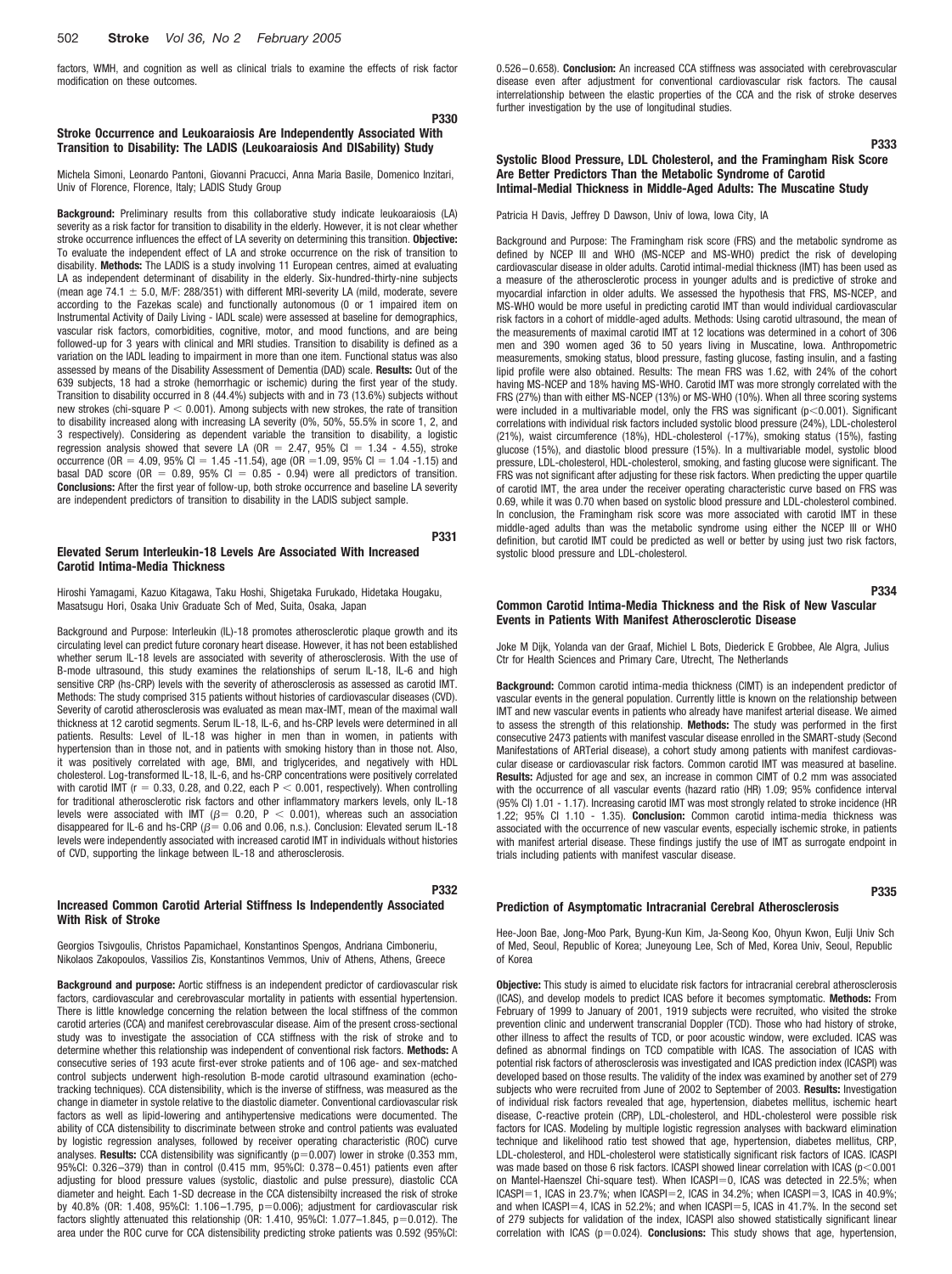factors, WMH, and cognition as well as clinical trials to examine the effects of risk factor modification on these outcomes.

P330

### Stroke Occurrence and Leukoaraiosis Are Independently Associated With Transition to Disability: The LADIS (Leukoaraiosis And DISability) Study

Michela Simoni, Leonardo Pantoni, Giovanni Pracucci, Anna Maria Basile, Domenico Inzitari, Univ of Florence, Florence, Italy; LADIS Study Group

**Background:** Preliminary results from this collaborative study indicate leukoaraiosis (LA) severity as a risk factor for transition to disability in the elderly. However, it is not clear whether stroke occurrence influences the effect of LA severity on determining this transition. **Objective:** To evaluate the independent effect of LA and stroke occurrence on the risk of transition to disability. **Methods:** The LADIS is a study involving 11 European centres, aimed at evaluating LA as independent determinant of disability in the elderly. Six-hundred-thirty-nine subjects (mean age 74.1 ± 5.0, M/F: 288/351) with different MRI-severity LA (mild, moderate, severe according to the Fazekas scale) and functionally autonomous (0 or 1 impaired item on Instrumental Activity of Daily Living - IADL scale) were assessed at baseline for demographics, vascular risk factors, comorbidities, cognitive, motor, and mood functions, and are being followed-up for 3 years with clinical and MRI studies. Transition to disability is defined as a variation on the IADL leading to impairment in more than one item. Functional status was also assessed by means of the Disability Assessment of Dementia (DAD) scale. **Results:** Out of the 639 subjects, 18 had a stroke (hemorrhagic or ischemic) during the first year of the study. Transition to disability occurred in 8 (44.4%) subjects with and in 73 (13.6%) subjects without new strokes (chi-square $P < 0.001$). Among subjects with new strokes, the rate of transition to disability increased along with increasing LA severity (0%, 50%, 55.5% in score 1, 2, and 3 respectively). Considering as dependent variable the transition to disability, a logistic regression analysis showed that severe LA (OR = 2.47, 95% CI = 1.34 - 4.55), stroke occurrence (OR = 4.09, 95% CI = 1.45 -11.54), age (OR = 1.09, 95% CI = 1.04 -1.15) and basal DAD score (OR = 0.89, 95% CI = 0.85 - 0.94) were all predictors of transition. **Conclusions:** After the first year of follow-up, both stroke occurrence and baseline LA severity are independent predictors of transition to disability in the LADIS subject sample.

P331

### Elevated Serum Interleukin-18 Levels Are Associated With Increased Carotid Intima-Media Thickness

Hiroshi Yamagami, Kazuo Kitagawa, Taku Hoshi, Shigetaka Furukado, Hidetaka Hougaku, Masatsugu Hori, Osaka Univ Graduate Sch of Med, Suita, Osaka, Japan

Background and Purpose: Interleukin (IL)-18 promotes atherosclerotic plaque growth and its circulating level can predict future coronary heart disease. However, it has not been established whether serum IL-18 levels are associated with severity of atherosclerosis. With the use of B-mode ultrasound, this study examines the relationships of serum IL-18, IL-6 and high sensitive CRP (hs-CRP) levels with the severity of atherosclerosis as assessed as carotid IMT. Methods: The study comprised 315 patients without histories of cardiovascular diseases (CVD). Severity of carotid atherosclerosis was evaluated as mean max-IMT, mean of the maximal wall thickness at 12 carotid segments. Serum IL-18, IL-6, and hs-CRP levels were determined in all patients. Results: Level of IL-18 was higher in men than in women, in patients with hypertension than in those not, and in patients with smoking history than in those not. Also, it was positively correlated with age, BMI, and triglycerides, and negatively with HDL cholesterol. Log-transformed IL-18, IL-6, and hs-CRP concentrations were positively correlated with carotid IMT ($r = 0.33$, 0.28, and 0.22, each $P < 0.001$, respectively). When controlling for traditional atherosclerotic risk factors and other inflammatory markers levels, only IL-18 levels were associated with IMT ($\beta = 0.20$, $P < 0.001$), whereas such an association disappeared for IL-6 and hs-CRP ($\beta = 0.06$ and 0.06, n.s.). Conclusion: Elevated serum IL-18 levels were independently associated with increased carotid IMT in individuals without histories of CVD, supporting the linkage between IL-18 and atherosclerosis.

P332

### Increased Common Carotid Arterial Stiffness Is Independently Associated With Risk of Stroke

Georgios Tsivgoulis, Christos Papamichael, Konstantinos Spengos, Andriana Cimboneriu, Nikolaos Zakopoulos, Vassilios Zis, Konstantinos Vemmos, Univ of Athens, Athens, Greece

**Background and purpose:** Aortic stiffness is an independent predictor of cardiovascular risk factors, cardiovascular and cerebrovascular mortality in patients with essential hypertension. There is little knowledge concerning the relation between the local stiffness of the common carotid arteries (CCA) and manifest cerebrovascular disease. Aim of the present cross-sectional study was to investigate the association of CCA stiffness with the risk of stroke and to determine whether this relationship was independent of conventional risk factors. **Methods:** A consecutive series of 193 acute first-ever stroke patients and of 106 age- and sex-matched control subjects underwent high-resolution B-mode carotid ultrasound examination (echo-tracking techniques). CCA distensibility, which is the inverse of stiffness, was measured as the change in diameter in systole relative to the diastolic diameter. Conventional cardiovascular risk factors as well as lipid-lowering and antihypertensive medications were documented. The ability of CCA distensibility to discriminate between stroke and control patients was evaluated by logistic regression analyses, followed by receiver operating characteristic (ROC) curve analyses. **Results:** CCA distensibility was significantly ($p=0.007$) lower in stroke (0.353 mm, 95%CI: 0.326–379) than in control (0.415 mm, 95%CI: 0.378–0.451) patients even after adjusting for blood pressure values (systolic, diastolic and pulse pressure), diastolic CCA diameter and height. Each 1-SD decrease in the CCA distensibilty increased the risk of stroke by 40.8% (OR: 1.408, 95%CI: 1.106–1.795, $p=0.006$); adjustment for cardiovascular risk factors slightly attenuated this relationship (OR: 1.410, 95%CI: 1.077–1.845, $p=0.012$). The area under the ROC curve for CCA distensibility predicting stroke patients was 0.592 (95%CI: 0.526–0.658). **Conclusion:** An increased CCA stiffness was associated with cerebrovascular disease even after adjustment for conventional cardiovascular risk factors. The causal interrelationship between the elastic properties of the CCA and the risk of stroke deserves further investigation by the use of longitudinal studies.

P333

### Systolic Blood Pressure, LDL Cholesterol, and the Framingham Risk Score Are Better Predictors Than the Metabolic Syndrome of Carotid Intimal-Medial Thickness in Middle-Aged Adults: The Muscatine Study

Patricia H Davis, Jeffrey D Dawson, Univ of Iowa, Iowa City, IA

Background and Purpose: The Framingham risk score (FRS) and the metabolic syndrome as defined by NCEP III and WHO (MS-NCEP and MS-WHO) predict the risk of developing cardiovascular disease in older adults. Carotid intimal-medial thickness (IMT) has been used as a measure of the atherosclerotic process in younger adults and is predictive of stroke and myocardial infarction in older adults. We assessed the hypothesis that FRS, MS-NCEP, and MS-WHO would be more useful in predicting carotid IMT than would individual cardiovascular risk factors in a cohort of middle-aged adults. Methods: Using carotid ultrasound, the mean of the measurements of maximal carotid IMT at 12 locations was determined in a cohort of 306 men and 390 women aged 36 to 50 years living in Muscatine, Iowa. Anthropometric measurements, smoking status, blood pressure, fasting glucose, fasting insulin, and a fasting lipid profile were also obtained. Results: The mean FRS was 1.62, with 24% of the cohort having MS-NCEP and 18% having MS-WHO. Carotid IMT was more strongly correlated with the FRS (27%) than with either MS-NCEP (13%) or MS-WHO (10%). When all three scoring systems were included in a multivariable model, only the FRS was significant ($p<0.001$). Significant correlations with individual risk factors included systolic blood pressure (24%), LDL-cholesterol (21%), waist circumference (18%), HDL-cholesterol (-17%), smoking status (15%), fasting glucose (15%), and diastolic blood pressure (15%). In a multivariable model, systolic blood pressure, LDL-cholesterol, HDL-cholesterol, smoking, and fasting glucose were significant. The FRS was not significant after adjusting for these risk factors. When predicting the upper quartile of carotid IMT, the area under the receiver operating characteristic curve based on FRS was 0.69, while it was 0.70 when based on systolic blood pressure and LDL-cholesterol combined. In conclusion, the Framingham risk score was more associated with carotid IMT in these middle-aged adults than was the metabolic syndrome using either the NCEP III or WHO definition, but carotid IMT could be predicted as well or better by using just two risk factors, systolic blood pressure and LDL-cholesterol.

P334

### Common Carotid Intima-Media Thickness and the Risk of New Vascular Events in Patients With Manifest Atherosclerotic Disease

Joke M Dijk, Yolanda van der Graaf, Michiel L Bots, Diederick E Grobbee, Ale Algra, Julius Ctr for Health Sciences and Primary Care, Utrecht, The Netherlands

**Background:** Common carotid intima-media thickness (CIMT) is an independent predictor of vascular events in the general population. Currently little is known on the relationship between IMT and new vascular events in patients who already have manifest arterial disease. We aimed to assess the strength of this relationship. **Methods:** The study was performed in the first consecutive 2473 patients with manifest vascular disease enrolled in the SMART-study (Second Manifestations of ARTerial disease), a cohort study among patients with manifest cardiovascular disease or cardiovascular risk factors. Common carotid IMT was measured at baseline. **Results:** Adjusted for age and sex, an increase in common CIMT of 0.2 mm was associated with the occurrence of all vascular events (hazard ratio (HR) 1.09; 95% confidence interval (95% CI) 1.01 - 1.17). Increasing carotid IMT was most strongly related to stroke incidence (HR 1.22; 95% CI 1.10 - 1.35). **Conclusion:** Common carotid intima-media thickness was associated with the occurrence of new vascular events, especially ischemic stroke, in patients with manifest arterial disease. These findings justify the use of IMT as surrogate endpoint in trials including patients with manifest vascular disease.

P335

### Prediction of Asymptomatic Intracranial Cerebral Atherosclerosis

Hee-Joon Bae, Jong-Moo Park, Byung-Kun Kim, Ja-Seong Koo, Ohyun Kwon, Eulji Univ Sch of Med, Seoul, Republic of Korea; Juneyoung Lee, Sch of Med, Korea Univ, Seoul, Republic of Korea

**Objective:** This study is aimed to elucidate risk factors for intracranial cerebral atherosclerosis (ICAS), and develop models to predict ICAS before it becomes symptomatic. **Methods:** From February of 1999 to January of 2001, 1919 subjects were recruited, who visited the stroke prevention clinic and underwent transcranial Doppler (TCD). Those who had history of stroke, other illness to affect the results of TCD, or poor acoustic window, were excluded. ICAS was defined as abnormal findings on TCD compatible with ICAS. The association of ICAS with potential risk factors of atherosclerosis was investigated and ICAS prediction index (ICASPI) was developed based on those results. The validity of the index was examined by another set of 279 subjects who were recruited from June of 2002 to September of 2003. **Results:** Investigation of individual risk factors revealed that age, hypertension, diabetes mellitus, ischemic heart disease, C-reactive protein (CRP), LDL-cholesterol, and HDL-cholesterol were possible risk factors for ICAS. Modeling by multiple logistic regression analyses with backward elimination technique and likelihood ratio test showed that age, hypertension, diabetes mellitus, CRP, LDL-cholesterol, and HDL-cholesterol were statistically significant risk factors of ICAS. ICASPI was made based on those 6 risk factors. ICASPI showed linear correlation with ICAS ($p<0.001$ on Mantel-Haenszel Chi-square test). When ICASPI=0, ICAS was detected in 22.5%; when ICASPI=1, ICAS in 23.7%; when ICASPI=2, ICAS in 34.2%; when ICASPI=3, ICAS in 40.9%; and when ICASPI=4, ICAS in 52.2%; and when ICASPI=5, ICAS in 41.7%. In the second set of 279 subjects for validation of the index, ICASPI also showed statistically significant linear correlation with ICAS ($p=0.024$). **Conclusions:** This study shows that age, hypertension,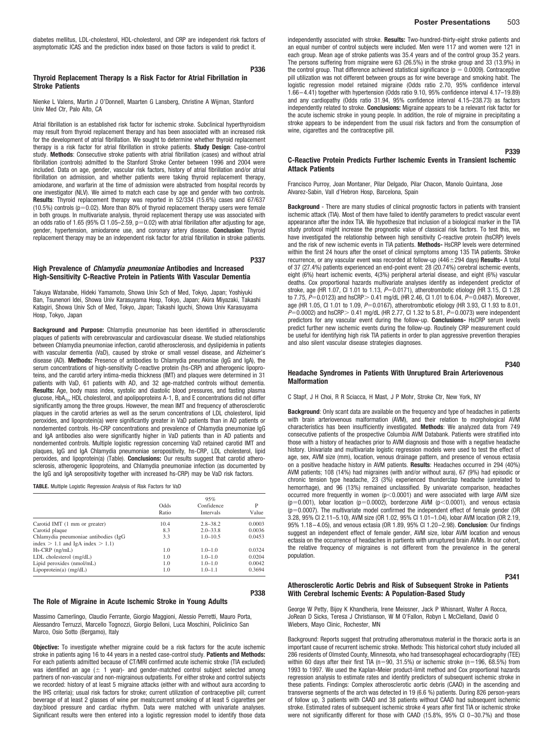diabetes mellitus, LDL-cholesterol, HDL-cholesterol, and CRP are independent risk factors of asymptomatic ICAS and the prediction index based on those factors is valid to predict it.

**P336**

### Thyroid Replacement Therapy Is a Risk Factor for Atrial Fibrillation in Stroke Patients

Nienke L Valens, Martin J O'Donnell, Maarten G Lansberg, Christine A Wijman, Stanford Univ Med Ctr, Palo Alto, CA

Atrial fibrillation is an established risk factor for ischemic stroke. Subclinical hyperthyroidism may result from thyroid replacement therapy and has been associated with an increased risk for the development of atrial fibrillation. We sought to determine whether thyroid replacement therapy is a risk factor for atrial fibrillation in stroke patients. **Study Design**: Case-control study. **Methods**: Consecutive stroke patients with atrial fibrillation (cases) and without atrial fibrillation (controls) admitted to the Stanford Stroke Center between 1996 and 2004 were included. Data on age, gender, vascular risk factors, history of atrial fibrillation and/or atrial fibrillation on admission, and whether patients were taking thyroid replacement therapy, amiodarone, and warfarin at the time of admission were abstracted from hospital records by one investigator (NLV). We aimed to match each case by age and gender with two controls. **Results**: Thyroid replacement therapy was reported in 52/334 (15.6%) cases and 67/637 (10.5%) controls (p=0.02). More than 80% of thyroid replacement therapy users were female in both groups. In multivariate analysis, thyroid replacement therapy use was associated with an odds ratio of 1.65 (95% CI 1.05–2.59, p=0.02) with atrial fibrillation after adjusting for age, gender, hypertension, amiodarone use, and coronary artery disease. **Conclusion**: Thyroid replacement therapy may be an independent risk factor for atrial fibrillation in stroke patients.

**P337**

### High Prevalence of *Chlamydia pneumoniae* Antibodies and Increased High-Sensitivity C-Reactive Protein in Patients With Vascular Dementia

Takuya Watanabe, Hideki Yamamoto, Showa Univ Sch of Med, Tokyo, Japan; Yoshiyuki Ban, Tsunenori Idei, Showa Univ Karasuyama Hosp, Tokyo, Japan; Akira Miyazaki, Takashi Katagiri, Showa Univ Sch of Med, Tokyo, Japan; Takashi Iguchi, Showa Univ Karasuyama Hosp, Tokyo, Japan

**Background and Purpose:** Chlamydia pneumoniae has been identified in atherosclerotic plaques of patients with cerebrovascular and cardiovascular disease. We studied relationships between Chlamydia pneumoniae infection, carotid atherosclerosis, and dyslipidemia in patients with vascular dementia (VaD), caused by stroke or small vessel disease, and Alzheimer's disease (AD). **Methods:** Presence of antibodies to Chlamydia pneumoniae (IgG and IgA), the serum concentrations of high-sensitivity C-reactive protein (hs-CRP) and atherogenic lipoproteins, and the carotid artery intima-media thickness (IMT) and plaques were determined in 31 patients with VaD, 61 patients with AD, and 32 age-matched controls without dementia. **Results:** Age, body mass index, systolic and diastolic blood pressures, and fasting plasma glucose, $HbA_{1c}$, HDL cholesterol, and apolipoproteins A-1, B, and E concentrations did not differ significantly among the three groups. However, the mean IMT and frequency of atherosclerotic plaques in the carotid arteries as well as the serum concentrations of LDL cholesterol, lipid peroxides, and lipoprotein(a) were significantly greater in VaD patients than in AD patients or nondemented controls. Hs-CRP concentrations and prevalence of Chlamydia pneumoniae IgG and IgA antibodies also were significantly higher in VaD patients than in AD patients and nondemented controls. Multiple logistic regression concerning VaD retained carotid IMT and plaques, IgG and IgA Chlamydia pneumoniae seropositivity, hs-CRP, LDL cholesterol, lipid peroxides, and lipoprotein(a) (Table). **Conclusions:** Our results suggest that carotid atherosclerosis, atherogenic lipoproteins, and Chlamydia pneumoniae infection (as documented by the IgG and IgA seropositivity together with increased hs-CRP) may be VaD risk factors.

**TABLE.** Multiple Logistic Regression Analysis of Risk Factors for VaD

| | Odds Ratio | 95% Confidence Intervals | P Value |
|---|---|---|---|
| Carotid IMT (1 mm or greater) | 10.4 | 2.8–38.2 | 0.0003 |
| Carotid plaque | 8.3 | 2.0–33.8 | 0.0036 |
| Chlamydia pneumoniae antibodies (IgG index > 1.1 and IgA index > 1.1) | 3.3 | 1.0–10.5 | 0.0453 |
| Hs-CRP (ng/mL) | 1.0 | 1.0–1.0 | 0.0324 |
| LDL cholesterol (mg/dL) | 1.0 | 1.0–1.0 | 0.0204 |
| Lipid peroxides (nmol/mL) | 1.0 | 1.0–1.0 | 0.0042 |
| Lipoprotein(a) (mg/dL) | 1.0 | 1.0–1.1 | 0.3694 |

**P338**

### The Role of Migraine in Acute Ischemic Stroke in Young Adults

Massimo Camerlingo, Claudio Ferrante, Giorgio Maggioni, Alessio Perretti, Mauro Porta, Alessandro Terruzzi, Marcello Tognozzi, Giorgio Belloni, Luca Moschini, Policlinico San Marco, Osio Sotto (Bergamo), Italy

**Objective:** To investigate whether migraine could be a risk factors for the acute ischemic stroke in patients aging 16 to 44 years in a nested case-control study. **Patients and Methods:** For each patients admitted because of CT/MRI confirmed acute ischemic stroke (TIA excluded) was identified an age (± 1 year)- and gender-matched control subject selected among partners of non-vascular and non-migrainous outpatients. For either stroke and control subjects we recorded: history of at least 5 migraine attacks (either with and without aura according to the IHS criteria); usual risk factors for stroke; current utilization of contraceptive pill; current beverage of at least 2 glasses of wine per meals;current smoking of at least 5 cigarettes per day;blood pressure and cardiac rhythm. Data were matched with univariate analyses. Significant results were then entered into a logistic regression model to identify those data independently associated with stroke. **Results:** Two-hundred-thirty-eight stroke patients and an equal number of control subjects were included. Men were 117 and women were 121 in each group. Mean age of stroke patients was 35.4 years and of the control group 35.2 years. The persons suffering from migraine were 63 (26.5%) in the stroke group and 33 (13.9%) in the control group. That difference achieved statistical significance (p = 0.0009). Contraceptive pill utilization was not different between groups as for wine beverage and smoking habit. The logistic regression model retained migraine (Odds ratio 2.70, 95% confidence interval 1.66–4.41) together with hypertension (Odds ratio 9.10, 95% confidence interval 4.17–19.89) and any cardiopathy (Odds ratio 31.94, 95% confidence interval 4.15–238.73) as factors independently related to stroke. **Conclusions:** Migraine appears to be a relevant risk factor for the acute ischemic stroke in young people. In addition, the role of migraine in precipitating a stroke appears to be independent from the usual risk factors and from the consumption of wine, cigarettes and the contraceptive pill.

**P339**

### C-Reactive Protein Predicts Further Ischemic Events in Transient Ischemic Attack Patients

Francisco Purroy, Joan Montaner, Pilar Delgado, Pilar Chacon, Manolo Quintana, Jose Alvarez-Sabin, Vall d'Hebron Hosp, Barcelona, Spain

**Background** - There are many studies of clinical prognostic factors in patients with transient ischemic attack (TIA). Most of them have failed to identify parameters to predict vascular event appearance after the index TIA. We hypothesize that inclusion of a biological marker in the TIA study protocol might increase the prognostic value of classical risk factors. To test this, we have investigated the relationship between high sensitivity C-reactive protein (hsCRP) levels and the risk of new ischemic events in TIA patients. **Methods-** HsCRP levels were determined within the first 24 hours after the onset of clinical symptoms among 135 TIA patients. Stroke recurrence, or any vascular event was recorded at follow-up (446±294 days) **Results-** A total of 37 (27.4%) patients experienced an end-point event: 28 (20.74%) cerebral ischemic events, eight (6%) heart ischemic events, 4(3%) peripheral arterial disease, and eight (6%) vascular deaths. Cox proportional hazards multivariate analyses identify as independent predictor of stroke, age (HR 1.07, CI 1.01 to 1.13, *P*=0.0171), atherotrombotic etiology (HR 3.15, CI 1.28 to 7.75, *P*=0.0123) and hsCRP> 0.41 mg/dL (HR 2.46, CI 1.01 to 6.04, *P*=0.0487). Moreover, age (HR 1.05, CI 1.01 to 1.09, *P*=0.0167), atherotrombotic etiology (HR 3.93, CI 1.93 to 8.01, *P*=0.0002) and hsCRP> 0.41 mg/dL (HR 2.77, CI 1.32 to 5.81, *P*=0.0073) were independent predictors for any vascular event during the follow-up. **Conclusions-** HsCRP serum levels predict further new ischemic events during the follow-up. Routinely CRP measurement could be useful for identifying high risk TIA patients in order to plan aggressive prevention therapies and also silent vascular disease strategies diagnoses.

**P340**

### Headache Syndromes in Patients With Unruptured Brain Arteriovenous Malformation

C Stapf, J H Choi, R R Sciacca, H Mast, J P Mohr, Stroke Ctr, New York, NY

**Background**: Only scant data are available on the frequency and type of headaches in patients with brain arteriovenous malformation (AVM), and their relation to morphological AVM characteristics has been insufficiently investigated. **Methods**: We analyzed data from 749 consecutive patients of the prospective Columbia AVM Databank. Patients were stratified into those with a history of headaches prior to AVM diagnosis and those with a negative headache history. Univariate and multivariate logistic regression models were used to test the effect of age, sex, AVM size (mm), location, venous drainage pattern, and presence of venous ectasia on a positive headache history in AVM patients. **Results**: Headaches occurred in 294 (40%) AVM patients; 108 (14%) had migraines (with and/or without aura), 67 (9%) had episodic or chronic tension type headache, 23 (3%) experienced thunderclap headache (unrelated to hemorrhage), and 96 (13%) remained unclassified. By univariate comparison, headaches occurred more frequently in women (p<0.0001) and were associated with large AVM size (p=0.001), lobar location (p=0.0002), borderzone AVM (p<0.0001), and venous ectasia (p=0.0007). The multivariate model confirmed the independent effect of female gender (OR 3.28, 95% CI 2.11–5.10), AVM size (OR 1.02, 95% CI 1.01–1.04), lobar AVM location (OR 2.19, 95% 1.18–4.05), and venous ectasia (OR 1.89, 95% CI 1.20–2.98). **Conclusion**: Our findings suggest an independent effect of female gender, AVM size, lobar AVM location and venous ectasia on the occurrence of headaches in patients with unruptured brain AVMs. In our cohort, the relative frequency of migraines is not different from the prevalence in the general population.

**P341**

### Atherosclerotic Aortic Debris and Risk of Subsequent Stroke in Patients With Cerebral Ischemic Events: A Population-Based Study

George W Petty, Bijoy K Khandheria, Irene Meissner, Jack P Whisnant, Walter A Rocca, JoRean D Sicks, Teresa J Christianson, W M O'Fallon, Robyn L McClelland, David O Wiebers, Mayo Clinic, Rochester, MN

Background: Reports suggest that protruding atheromatous material in the thoracic aorta is an important cause of recurrent ischemic stroke. Methods: This historical cohort study included all 286 residents of Olmsted County, Minnesota, who had transesophageal echocardiography (TEE) within 60 days after their first TIA (n=90, 31.5%) or ischemic stroke (n=196, 68.5%) from 1993 to 1997. We used the Kaplan-Meier product-limit method and Cox proportional hazards regression analysis to estimate rates and identify predictors of subsequent ischemic stroke in these patients. Findings: Complex atherosclerotic aortic debris (CAAD) in the ascending and transverse segments of the arch was detected in 19 (6.6 %) patients. During 826 person-years of follow up, 3 patients with CAAD and 38 patients without CAAD had subsequent ischemic stroke. Estimated rates of subsequent ischemic stroke 4 years after first TIA or ischemic stroke were not significantly different for those with CAAD (15.8%, 95% CI 0–30.7%) and those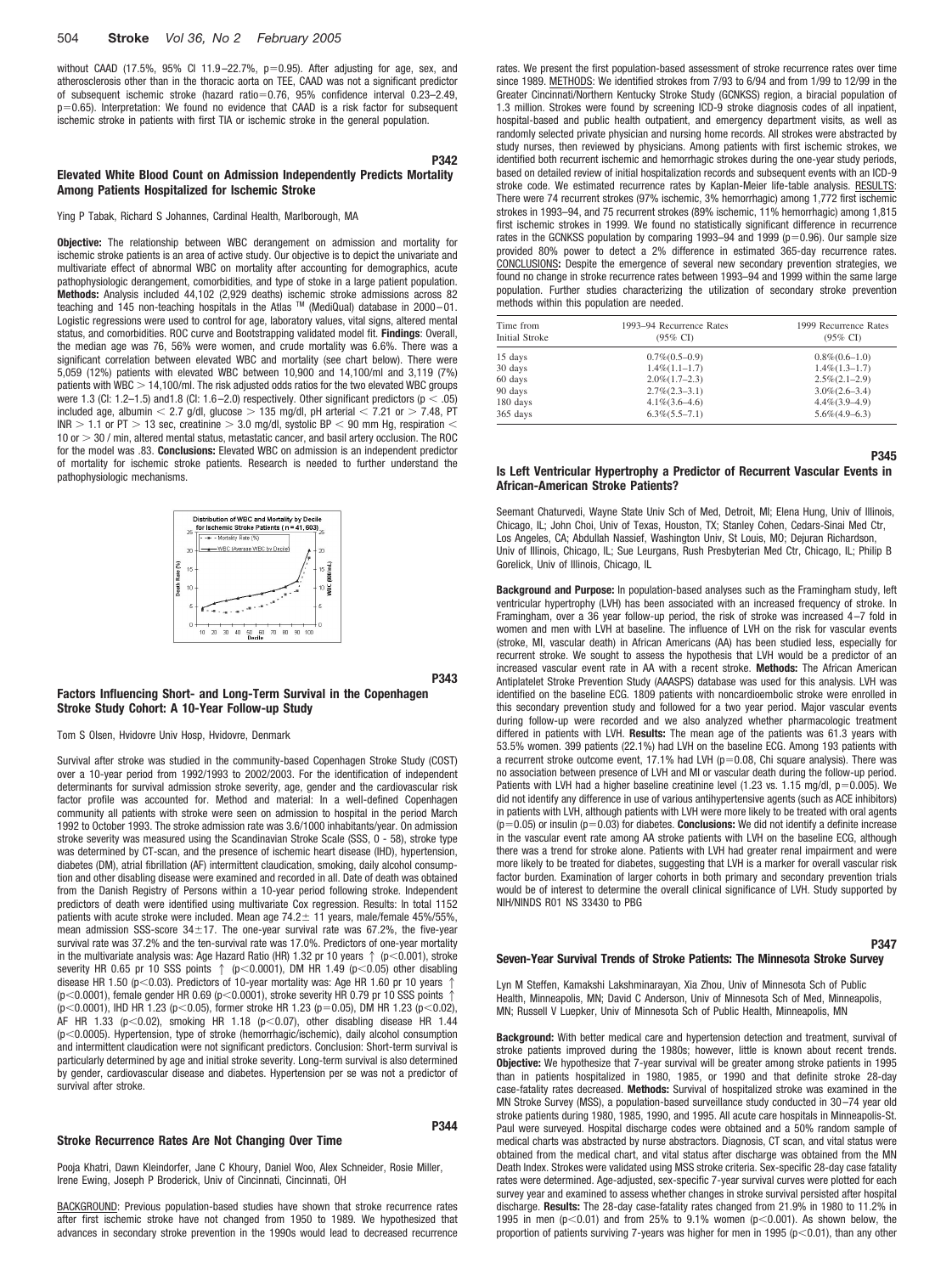without CAAD (17.5%, 95% CI 11.9–22.7%, p=0.95). After adjusting for age, sex, and atherosclerosis other than in the thoracic aorta on TEE, CAAD was not a significant predictor of subsequent ischemic stroke (hazard ratio=0.76, 95% confidence interval 0.23–2.49, p=0.65). Interpretation: We found no evidence that CAAD is a risk factor for subsequent ischemic stroke in patients with first TIA or ischemic stroke in the general population.

**P342**

### Elevated White Blood Count on Admission Independently Predicts Mortality Among Patients Hospitalized for Ischemic Stroke

Ying P Tabak, Richard S Johannes, Cardinal Health, Marlborough, MA

**Objective:** The relationship between WBC derangement on admission and mortality for ischemic stroke patients is an area of active study. Our objective is to depict the univariate and multivariate effect of abnormal WBC on mortality after accounting for demographics, acute pathophysiologic derangement, comorbidities, and type of stroke in a large patient population. **Methods:** Analysis included 44,102 (2,929 deaths) ischemic stroke admissions across 82 teaching and 145 non-teaching hospitals in the Atlas ™ (MediQual) database in 2000–01. Logistic regressions were used to control for age, laboratory values, vital signs, altered mental status, and comorbidities. ROC curve and Bootstrapping validated model fit. **Findings**: Overall, the median age was 76, 56% were women, and crude mortality was 6.6%. There was a significant correlation between elevated WBC and mortality (see chart below). There were 5,059 (12%) patients with elevated WBC between 10,900 and 14,100/ml and 3,119 (7%) patients with WBC > 14,100/ml. The risk adjusted odds ratios for the two elevated WBC groups were 1.3 (CI: 1.2–1.5) and1.8 (CI: 1.6–2.0) respectively. Other significant predictors (p < .05) included age, albumin < 2.7 g/dl, glucose > 135 mg/dl, pH arterial < 7.21 or > 7.48, PT INR > 1.1 or PT > 13 sec, creatinine > 3.0 mg/dl, systolic BP < 90 mm Hg, respiration < 10 or > 30 / min, altered mental status, metastatic cancer, and basil artery occlusion. The ROC for the model was .83. **Conclusions:** Elevated WBC on admission is an independent predictor of mortality for ischemic stroke patients. Research is needed to further understand the pathophysiologic mechanisms.

Distribution of WBC and Mortality by Decile for Ischemic Stroke Patients (n = 41,603)

**P343**

### Factors Influencing Short- and Long-Term Survival in the Copenhagen Stroke Study Cohort: A 10-Year Follow-up Study

Tom S Olsen, Hvidovre Univ Hosp, Hvidovre, Denmark

Survival after stroke was studied in the community-based Copenhagen Stroke Study (COST) over a 10-year period from 1992/1993 to 2002/2003. For the identification of independent determinants for survival admission stroke severity, age, gender and the cardiovascular risk factor profile was accounted for. Method and material: In a well-defined Copenhagen community all patients with stroke were seen on admission to hospital in the period March 1992 to October 1993. The stroke admission rate was 3.6/1000 inhabitants/year. On admission stroke severity was measured using the Scandinavian Stroke Scale (SSS, 0 - 58), stroke type was determined by CT-scan, and the presence of ischemic heart disease (IHD), hypertension, diabetes (DM), atrial fibrillation (AF) intermittent claudication, smoking, daily alcohol consumption and other disabling disease were examined and recorded in all. Date of death was obtained from the Danish Registry of Persons within a 10-year period following stroke. Independent predictors of death were identified using multivariate Cox regression. Results: In total 1152 patients with acute stroke were included. Mean age 74.2± 11 years, male/female 45%/55%, mean admission SSS-score 34±17. The one-year survival rate was 67.2%, the five-year survival rate was 37.2% and the ten-survival rate was 17.0%. Predictors of one-year mortality in the multivariate analysis was: Age Hazard Ratio (HR) 1.32 pr 10 years ↑ (p<0.001), stroke severity HR 0.65 pr 10 SSS points ↑ (p<0.0001), DM HR 1.49 (p<0.05) other disabling disease HR 1.50 (p<0.03). Predictors of 10-year mortality was: Age HR 1.60 pr 10 years ↑ (p<0.0001), female gender HR 0.69 (p<0.0001), stroke severity HR 0.79 pr 10 SSS points ↑ (p<0.0001), IHD HR 1.23 (p<0.05), former stroke HR 1.23 (p=0.05), DM HR 1.23 (p<0.02), AF HR 1.33 (p<0.02), smoking HR 1.18 (p<0.07), other disabling disease HR 1.44 (p<0.0005). Hypertension, type of stroke (hemorrhagic/ischemic), daily alcohol consumption and intermittent claudication were not significant predictors. Conclusion: Short-term survival is particularly determined by age and initial stroke severity. Long-term survival is also determined by gender, cardiovascular disease and diabetes. Hypertension per se was not a predictor of survival after stroke.

**P344**

### Stroke Recurrence Rates Are Not Changing Over Time

Pooja Khatri, Dawn Kleindorfer, Jane C Khoury, Daniel Woo, Alex Schneider, Rosie Miller, Irene Ewing, Joseph P Broderick, Univ of Cincinnati, Cincinnati, OH

BACKGROUND: Previous population-based studies have shown that stroke recurrence rates after first ischemic stroke have not changed from 1950 to 1989. We hypothesized that advances in secondary stroke prevention in the 1990s would lead to decreased recurrence rates. We present the first population-based assessment of stroke recurrence rates over time since 1989. METHODS: We identified strokes from 7/93 to 6/94 and from 1/99 to 12/99 in the Greater Cincinnati/Northern Kentucky Stroke Study (GCNKSS) region, a biracial population of 1.3 million. Strokes were found by screening ICD-9 stroke diagnosis codes of all inpatient, hospital-based and public health outpatient, and emergency department visits, as well as randomly selected private physician and nursing home records. All strokes were abstracted by study nurses, then reviewed by physicians. Among patients with first ischemic strokes, we identified both recurrent ischemic and hemorrhagic strokes during the one-year study periods, based on detailed review of initial hospitalization records and subsequent events with an ICD-9 stroke code. We estimated recurrence rates by Kaplan-Meier life-table analysis. RESULTS: There were 74 recurrent strokes (97% ischemic, 3% hemorrhagic) among 1,772 first ischemic strokes in 1993–94, and 75 recurrent strokes (89% ischemic, 11% hemorrhagic) among 1,815 first ischemic strokes in 1999. We found no statistically significant difference in recurrence rates in the GCNKSS population by comparing 1993–94 and 1999 (p=0.96). Our sample size provided 80% power to detect a 2% difference in estimated 365-day recurrence rates. CONCLUSIONS**:** Despite the emergence of several new secondary prevention strategies, we found no change in stroke recurrence rates between 1993–94 and 1999 within the same large population. Further studies characterizing the utilization of secondary stroke prevention methods within this population are needed.

| Time from Initial Stroke | 1993–94 Recurrence Rates (95% CI) | 1999 Recurrence Rates (95% CI) |
|---|---|---|
| 15 days | 0.7%(0.5–0.9) | 0.8%(0.6–1.0) |
| 30 days | 1.4%(1.1–1.7) | 1.4%(1.3–1.7) |
| 60 days | 2.0%(1.7–2.3) | 2.5%(2.1–2.9) |
| 90 days | 2.7%(2.3–3.1) | 3.0%(2.6–3.4) |
| 180 days | 4.1%(3.6–4.6) | 4.4%(3.9–4.9) |
| 365 days | 6.3%(5.5–7.1) | 5.6%(4.9–6.3) |

**P345**

### Is Left Ventricular Hypertrophy a Predictor of Recurrent Vascular Events in African-American Stroke Patients?

Seemant Chaturvedi, Wayne State Univ Sch of Med, Detroit, MI; Elena Hung, Univ of Illinois, Chicago, IL; John Choi, Univ of Texas, Houston, TX; Stanley Cohen, Cedars-Sinai Med Ctr, Los Angeles, CA; Abdullah Nassief, Washington Univ, St Louis, MO; Dejuran Richardson, Univ of Illinois, Chicago, IL; Sue Leurgans, Rush Presbyterian Med Ctr, Chicago, IL; Philip B Gorelick, Univ of Illinois, Chicago, IL

**Background and Purpose:** In population-based analyses such as the Framingham study, left ventricular hypertrophy (LVH) has been associated with an increased frequency of stroke. In Framingham, over a 36 year follow-up period, the risk of stroke was increased 4–7 fold in women and men with LVH at baseline. The influence of LVH on the risk for vascular events (stroke, MI, vascular death) in African Americans (AA) has been studied less, especially for recurrent stroke. We sought to assess the hypothesis that LVH would be a predictor of an increased vascular event rate in AA with a recent stroke. **Methods:** The African American Antiplatelet Stroke Prevention Study (AAASPS) database was used for this analysis. LVH was identified on the baseline ECG. 1809 patients with noncardioembolic stroke were enrolled in this secondary prevention study and followed for a two year period. Major vascular events during follow-up were recorded and we also analyzed whether pharmacologic treatment differed in patients with LVH. **Results:** The mean age of the patients was 61.3 years with 53.5% women. 399 patients (22.1%) had LVH on the baseline ECG. Among 193 patients with a recurrent stroke outcome event, 17.1% had LVH (p=0.08, Chi square analysis). There was no association between presence of LVH and MI or vascular death during the follow-up period. Patients with LVH had a higher baseline creatinine level (1.23 vs. 1.15 mg/dl, p=0.005). We did not identify any difference in use of various antihypertensive agents (such as ACE inhibitors) in patients with LVH, although patients with LVH were more likely to be treated with oral agents (p=0.05) or insulin (p=0.03) for diabetes. **Conclusions:** We did not identify a definite increase in the vascular event rate among AA stroke patients with LVH on the baseline ECG, although there was a trend for stroke alone. Patients with LVH had greater renal impairment and were more likely to be treated for diabetes, suggesting that LVH is a marker for overall vascular risk factor burden. Examination of larger cohorts in both primary and secondary prevention trials would be of interest to determine the overall clinical significance of LVH. Study supported by NIH/NINDS R01 NS 33430 to PBG

**P347**

### Seven-Year Survival Trends of Stroke Patients: The Minnesota Stroke Survey

Lyn M Steffen, Kamakshi Lakshminarayan, Xia Zhou, Univ of Minnesota Sch of Public Health, Minneapolis, MN; David C Anderson, Univ of Minnesota Sch of Med, Minneapolis, MN; Russell V Luepker, Univ of Minnesota Sch of Public Health, Minneapolis, MN

**Background:** With better medical care and hypertension detection and treatment, survival of stroke patients improved during the 1980s; however, little is known about recent trends. **Objective:** We hypothesize that 7-year survival will be greater among stroke patients in 1995 than in patients hospitalized in 1980, 1985, or 1990 and that definite stroke 28-day case-fatality rates decreased. **Methods:** Survival of hospitalized stroke was examined in the MN Stroke Survey (MSS), a population-based surveillance study conducted in 30–74 year old stroke patients during 1980, 1985, 1990, and 1995. All acute care hospitals in Minneapolis-St. Paul were surveyed. Hospital discharge codes were obtained and a 50% random sample of medical charts was abstracted by nurse abstractors. Diagnosis, CT scan, and vital status were obtained from the medical chart, and vital status after discharge was obtained from the MN Death Index. Strokes were validated using MSS stroke criteria. Sex-specific 28-day case fatality rates were determined. Age-adjusted, sex-specific 7-year survival curves were plotted for each survey year and examined to assess whether changes in stroke survival persisted after hospital discharge. **Results:** The 28-day case-fatality rates changed from 21.9% in 1980 to 11.2% in 1995 in men (p<0.01) and from 25% to 9.1% women (p<0.001). As shown below, the proportion of patients surviving 7-years was higher for men in 1995 (p<0.01), than any other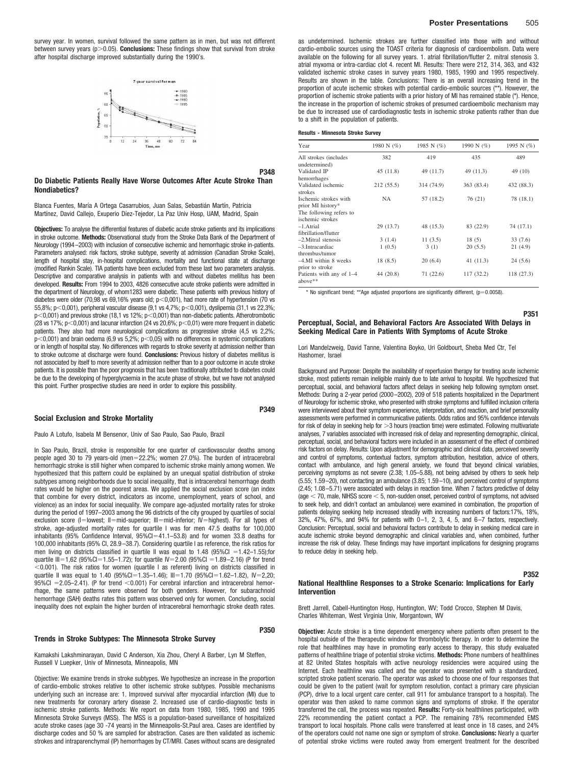survey year. In women, survival followed the same pattern as in men, but was not different between survey years ($p>0.05$). **Conclusions:** These findings show that survival from stroke after hospital discharge improved substantially during the 1990's.

**P348**

### Do Diabetic Patients Really Have Worse Outcomes After Acute Stroke Than Nondiabetics?

Blanca Fuentes, María A Ortega Casarrubios, Juan Salas, Sebastián Martín, Patricia Martínez, David Callejo, Exuperio Díez-Tejedor, La Paz Univ Hosp, UAM, Madrid, Spain

**Objectives:** To analyse the differential features of diabetic acute stroke patients and its implications in stroke outcome. **Methods:** Observational study from the Stroke Data Bank of the Department of Neurology (1994–2003) with inclusion of consecutive ischemic and hemorrhagic stroke in-patients. Parameters analysed: risk factors, stroke subtype, severity at admission (Canadian Stroke Scale), length of hospital stay, in-hospital complications, mortality and functional state at discharge (modified Rankin Scale). TIA patients have been excluded from these last two parameters analysis. Descriptive and comparative analysis in patients with and without diabetes mellitus has been developed. **Results:** From 1994 to 2003, 4826 consecutive acute stroke patients were admitted in the department of Neurology, of whom1283 were diabetic. These patients with previous history of diabetes were older (70,98 vs 69,16% years old; $p<0,001$), had more rate of hypertension (70 vs 55,8%; $p<0,001$), peripheral vascular disease (9,1 vs 4,7%; $p<0,001$), dyslipemia (31,1 vs 22,3%; $p<0,001$) and previous stroke (18,1 vs 12%; $p<0,001$) than non-diabetic patients. Atherotrombotic (28 vs 17%; $p<0,001$) and lacunar infarction (24 vs 20,6%; $p<0,01$) were more frequent in diabetic patients. They also had more neurological complications as progressive stroke (4,5 vs 2,2%; $p<0,001$) and brain oedema (6,9 vs 5,2%; $p<0,05$) with no differences in systemic complications or in length of hospital stay. No differences with regards to stroke severity at admission neither than to stroke outcome at discharge were found. **Conclusions:** Previous history of diabetes mellitus is not associated by itself to more severity at admission neither than to a poor outcome in acute stroke patients. It is possible than the poor prognosis that has been traditionally attributed to diabetes could be due to the developing of hyperglycaemia in the acute phase of stroke, but we have not analysed this point. Further prospective studies are need in order to explore this possibility.

**P349**

### Social Exclusion and Stroke Mortality

Paulo A Lotufo, Isabela M Bensenor, Univ of Sao Paulo, Sao Paulo, Brazil

In Sao Paulo, Brazil, stroke is responsible for one quarter of cardiovascular deaths among people aged 30 to 79 years-old (men=22.2%; women 27.0%). The burden of intracerebral hemorrhagic stroke is still higher when compared to ischemic stroke mainly among women. We hypothesized that this pattern could be explained by an unequal spatial distribution of stroke subtypes among neighborhoods due to social inequality, that is intracerebral hemorrhage death rates would be higher on the poorest areas. We applied the social exclusion score (an index that combine for every district, indicators as income, unemployment, years of school, and violence) as an index for social inequality. We compare age-adjusted mortality rates for stroke during the period of 1997–2003 among the 96 districts of the city grouped by quartiles of social exclusion score (I=lowest; II=mid-superior; III=mid-inferior; IV=highest). For all types of stroke, age-adjusted mortality rates for quartile I was for men 47.5 deaths for 100,000 inhabitants (95% Confidence Interval, 95%CI=41.1–53.8) and for women 33.8 deaths for 100,000 inhabitants (95% CI, 28.9–38.7). Considering quartile I as reference, the risk ratios for men living on districts classified in quartile II was equal to 1.48 (95%CI =1.42–1.55);for quartile III=1,62 (95%CI=1.55–1.72); for quartile IV=2.00 (95%CI =1.89–2.16) (P for trend $<0.001$). The risk ratios for women (quartile I as referent) living on districts classified in quartile II was equal to 1.40 (95%CI=1.35–1.46); III=1.70 (95%CI=1.62–1.82), IV=2,20; 95%CI =2.05–2.41). (P for trend $<0.001$) For cerebral infarction and intracerebral hemorrhage, the same patterns were observed for both genders. However, for subarachnoid hemorrhage (SAH) deaths rates this pattern was observed only for women. Concluding, social inequality does not explain the higher burden of intracerebral hemorrhagic stroke death rates.

**P350**

### Trends in Stroke Subtypes: The Minnesota Stroke Survey

Kamakshi Lakshminarayan, David C Anderson, Xia Zhou, Cheryl A Barber, Lyn M Steffen, Russell V Luepker, Univ of Minnesota, Minneapolis, MN

Objective: We examine trends in stroke subtypes. We hypothesize an increase in the proportion of cardio-embolic strokes relative to other ischemic stroke subtypes. Possible mechanisms underlying such an increase are: 1. Improved survival after myocardial infarction (MI) due to new treatments for coronary artery disease 2. Increased use of cardio-diagnostic tests in ischemic stroke patients. Methods: We report on data from 1980, 1985, 1990 and 1995 Minnesota Stroke Surveys (MSS). The MSS is a population-based surveillance of hospitalized acute stroke cases (age 30 -74 years) in the Minneapolis-St.Paul area. Cases are identified by discharge codes and 50 % are sampled for abstraction. Cases are then validated as ischemic strokes and intraparenchymal (IP) hemorrhages by CT/MRI. Cases without scans are designated as undetermined. Ischemic strokes are further classified into those with and without cardio-embolic sources using the TOAST criteria for diagnosis of cardioembolism. Data were available on the following for all survey years. 1. atrial fibrillation/flutter 2. mitral stenosis 3. atrial myxoma or intra-cardiac clot 4. recent MI. Results: There were 212, 314, 363, and 432 validated ischemic stroke cases in survey years 1980, 1985, 1990 and 1995 respectively. Results are shown in the table. Conclusions: There is an overall increasing trend in the proportion of acute ischemic strokes with potential cardio-embolic sources (**). However, the proportion of ischemic stroke patients with a prior history of MI has remained stable (*). Hence, the increase in the proportion of ischemic strokes of presumed cardioembolic mechanism may be due to increased use of cardiodiagnostic tests in ischemic stroke patients rather than due to a shift in the population of patients.

**Results - Minnesota Stroke Survey**

| Year | 1980 N (%) | 1985 N (%) | 1990 N (%) | 1995 N (%) |
|---|---|---|---|---|
| All strokes (includes undetermined) | 382 | 419 | 435 | 489 |
| Validated IP hemorrhages | 45 (11.8) | 49 (11.7) | 49 (11.3) | 49 (10) |
| Validated ischemic strokes | 212 (55.5) | 314 (74.9) | 363 (83.4) | 432 (88.3) |
| Ischemic strokes with prior MI history* | NA | 57 (18.2) | 76 (21) | 78 (18.1) |
| The following refers to ischemic strokes | | | | |
| –1.Atrial fibrillation/flutter | 29 (13.7) | 48 (15.3) | 83 (22.9) | 74 (17.1) |
| –2.Mitral stenosis | 3 (1.4) | 11 (3.5) | 18 (5) | 33 (7.6) |
| –3.Intracardiac thrombus/tumor | 1 (0.5) | 3 (1) | 20 (5.5) | 21 (4.9) |
| –4.MI within 8 weeks prior to stroke | 18 (8.5) | 20 (6.4) | 41 (11.3) | 24 (5.6) |
| Patients with any of 1–4 above** | 44 (20.8) | 71 (22.6) | 117 (32.2) | 118 (27.3) |

\* No significant trend; **Age adjusted proportions are significantly different, ($p=0.0058$).

**P351**

### Perceptual, Social, and Behavioral Factors Are Associated With Delays in Seeking Medical Care in Patients With Symptoms of Acute Stroke

Lori Mandelzweig, David Tanne, Valentina Boyko, Uri Goldbourt, Sheba Med Ctr, Tel Hashomer, Israel

Background and Purpose: Despite the availability of reperfusion therapy for treating acute ischemic stroke, most patients remain ineligible mainly due to late arrival to hospital. We hypothesized that perceptual, social, and behavioral factors affect delays in seeking help following symptom onset. Methods: During a 2-year period (2000–2002), 209 of 518 patients hospitalized in the Department of Neurology for ischemic stroke, who presented with stroke symptoms and fulfilled inclusion criteria were interviewed about their symptom experience, interpretation, and reaction, and brief personality assessments were performed in communicative patients. Odds ratios and 95% confidence intervals for risk of delay in seeking help for >3 hours (reaction time) were estimated. Following multivariate analyses, 7 variables associated with increased risk of delay and representing demographic, clinical, perceptual, social, and behavioral factors were included in an assessment of the effect of combined risk factors on delay. Results: Upon adjustment for demographic and clinical data, perceived severity and control of symptoms, contextual factors, symptom attribution, hesitation, advice of others, contact with ambulance, and high general anxiety, we found that beyond clinical variables, perceiving symptoms as not severe (2.38; 1.05–5.88), not being advised by others to seek help (5.55; 1.59–20), not contacting an ambulance (3.85; 1.59–10), and perceived control of symptoms (2.45; 1.08–5.71) were associated with delays in reaction time. When 7 factors predictive of delay (age < 70, male, NIHSS score < 5, non-sudden onset, perceived control of symptoms, not advised to seek help, and didn't contact an ambulance) were examined in combination, the proportion of patients delaying seeking help increased steadily with increasing numbers of factors:17%, 18%, 32%, 47%, 67%, and 94% for patients with 0–1, 2, 3, 4, 5, and 6–7 factors, respectively. Conclusion: Perceptual, social and behavioral factors contribute to delay in seeking medical care in acute ischemic stroke beyond demographic and clinical variables and, when combined, further increase the risk of delay. These findings may have important implications for designing programs to reduce delay in seeking help.

**P352**

### National Healthline Responses to a Stroke Scenario: Implications for Early Intervention

Brett Jarrell, Cabell-Huntington Hosp, Huntington, WV; Todd Crocco, Stephen M Davis, Charles Whiteman, West Virginia Univ, Morgantown, WV

**Objective:** Acute stroke is a time dependent emergency where patients often present to the hospital outside of the therapeutic window for thrombolytic therapy. In order to determine the role that healthlines may have in promoting early access to therapy, this study evaluated patterns of healthline triage of potential stroke victims. **Methods:** Phone numbers of healthlines at 82 United States hospitals with active neurology residencies were acquired using the Internet. Each healthline was called and the operator was presented with a standardized, scripted stroke patient scenario. The operator was asked to choose one of four responses that could be given to the patient (wait for symptom resolution, contact a primary care physician (PCP), drive to a local urgent care center, call 911 for ambulance transport to a hospital). The operator was then asked to name common signs and symptoms of stroke. If the operator transferred the call, the process was repeated. **Results:** Forty-six healthlines participated, with 22% recommending the patient contact a PCP. The remaining 78% recommended EMS transport to local hospitals. Phone calls were transferred at least once in 18 cases, and 24% of the operators could not name one sign or symptom of stroke. **Conclusions:** Nearly a quarter of potential stroke victims were routed away from emergent treatment for the described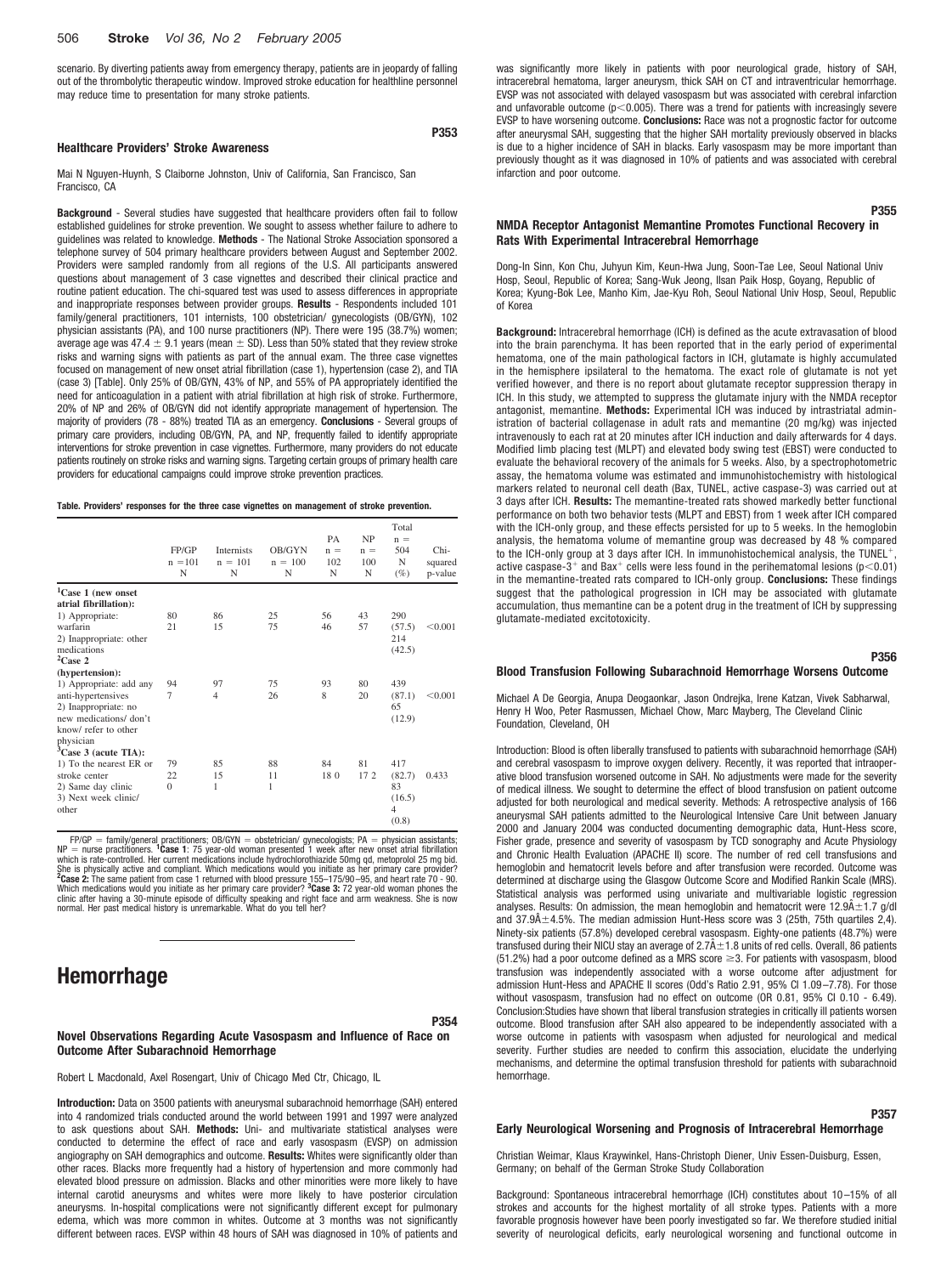scenario. By diverting patients away from emergency therapy, patients are in jeopardy of falling out of the thrombolytic therapeutic window. Improved stroke education for healthline personnel may reduce time to presentation for many stroke patients.

### P353

### Healthcare Providers' Stroke Awareness

Mai N Nguyen-Huynh, S Claiborne Johnston, Univ of California, San Francisco, San Francisco, CA

**Background** - Several studies have suggested that healthcare providers often fail to follow established guidelines for stroke prevention. We sought to assess whether failure to adhere to guidelines was related to knowledge. **Methods** - The National Stroke Association sponsored a telephone survey of 504 primary healthcare providers between August and September 2002. Providers were sampled randomly from all regions of the U.S. All participants answered questions about management of 3 case vignettes and described their clinical practice and routine patient education. The chi-squared test was used to assess differences in appropriate and inappropriate responses between provider groups. **Results** - Respondents included 101 family/general practitioners, 101 internists, 100 obstetrician/ gynecologists (OB/GYN), 102 physician assistants (PA), and 100 nurse practitioners (NP). There were 195 (38.7%) women; average age was 47.4 ± 9.1 years (mean ± SD). Less than 50% stated that they review stroke risks and warning signs with patients as part of the annual exam. The three case vignettes focused on management of new onset atrial fibrillation (case 1), hypertension (case 2), and TIA (case 3) [Table]. Only 25% of OB/GYN, 43% of NP, and 55% of PA appropriately identified the need for anticoagulation in a patient with atrial fibrillation at high risk of stroke. Furthermore, 20% of NP and 26% of OB/GYN did not identify appropriate management of hypertension. The majority of providers (78 - 88%) treated TIA as an emergency. **Conclusions** - Several groups of primary care providers, including OB/GYN, PA, and NP, frequently failed to identify appropriate interventions for stroke prevention in case vignettes. Furthermore, many providers do not educate patients routinely on stroke risks and warning signs. Targeting certain groups of primary health care providers for educational campaigns could improve stroke prevention practices.

**Table. Providers' responses for the three case vignettes on management of stroke prevention.**

| | FP/GP n = 101 N | Internists n = 101 N | OB/GYN n = 100 N | PA n = 102 N | NP n = 100 N | Total n = 504 N (%) | Chi-squared p-value |
|---|---|---|---|---|---|---|---|
| [1]Case 1 (new onset atrial fibrillation): | | | | | | | |
| 1) Appropriate: warfarin | 80 | 86 | 25 | 56 | 43 | 290 (57.5) | <0.001 |
| 2) Inappropriate: other medications | 21 | 15 | 75 | 46 | 57 | 214 (42.5) | |
| [2]Case 2 (hypertension): | | | | | | | |
| 1) Appropriate: add any anti-hypertensives | 94 | 97 | 75 | 93 | 80 | 439 (87.1) | <0.001 |
| 2) Inappropriate: no new medications/ don't know/ refer to other physician | 7 | 4 | 26 | 8 | 20 | 65 (12.9) | |
| [3]Case 3 (acute TIA): | | | | | | | |
| 1) To the nearest ER or stroke center | 79 | 85 | 88 | 84 | 81 | 417 (82.7) | 0.433 |
| 2) Same day clinic | 22 | 15 | 11 | 18 0 | 17 2 | 83 (16.5) | |
| 3) Next week clinic/ other | 0 | 1 | 1 | | | 4 (0.8) | |

FP/GP = family/general practitioners; OB/GYN = obstetrician/ gynecologists; PA = physician assistants; NP = nurse practitioners. [1]**Case 1**: 75 year-old woman presented 1 week after new onset atrial fibrillation which is rate-controlled. Her current medications include hydrochlorothiazide 50mg qd, metoprolol 25 mg bid. She is physically active and compliant. Which medications would you initiate as her primary care provider? [2]**Case 2:** The same patient from case 1 returned with blood pressure 155–175/90–95, and heart rate 70 - 90. Which medications would you initiate as her primary care provider? [3]**Case 3:** 72 year-old woman phones the clinic after having a 30-minute episode of difficulty speaking and right face and arm weakness. She is now normal. Her past medical history is unremarkable. What do you tell her?

# Hemorrhage

### P354

### Novel Observations Regarding Acute Vasospasm and Influence of Race on Outcome After Subarachnoid Hemorrhage

Robert L Macdonald, Axel Rosengart, Univ of Chicago Med Ctr, Chicago, IL

**Introduction:** Data on 3500 patients with aneurysmal subarachnoid hemorrhage (SAH) entered into 4 randomized trials conducted around the world between 1991 and 1997 were analyzed to ask questions about SAH. **Methods:** Uni- and multivariate statistical analyses were conducted to determine the effect of race and early vasospasm (EVSP) on admission angiography on SAH demographics and outcome. **Results:** Whites were significantly older than other races. Blacks more frequently had a history of hypertension and more commonly had elevated blood pressure on admission. Blacks and other minorities were more likely to have internal carotid aneurysms and whites were more likely to have posterior circulation aneurysms. In-hospital complications were not significantly different except for pulmonary edema, which was more common in whites. Outcome at 3 months was not significantly different between races. EVSP within 48 hours of SAH was diagnosed in 10% of patients and was significantly more likely in patients with poor neurological grade, history of SAH, intracerebral hematoma, larger aneurysm, thick SAH on CT and intraventricular hemorrhage. EVSP was not associated with delayed vasospasm but was associated with cerebral infarction and unfavorable outcome ($p<0.005$). There was a trend for patients with increasingly severe EVSP to have worsening outcome. **Conclusions:** Race was not a prognostic factor for outcome after aneurysmal SAH, suggesting that the higher SAH mortality previously observed in blacks is due to a higher incidence of SAH in blacks. Early vasospasm may be more important than previously thought as it was diagnosed in 10% of patients and was associated with cerebral infarction and poor outcome.

### P355

### NMDA Receptor Antagonist Memantine Promotes Functional Recovery in Rats With Experimental Intracerebral Hemorrhage

Dong-In Sinn, Kon Chu, Juhyun Kim, Keun-Hwa Jung, Soon-Tae Lee, Seoul National Univ Hosp, Seoul, Republic of Korea; Sang-Wuk Jeong, Ilsan Paik Hosp, Goyang, Republic of Korea; Kyung-Bok Lee, Manho Kim, Jae-Kyu Roh, Seoul National Univ Hosp, Seoul, Republic of Korea

**Background:** Intracerebral hemorrhage (ICH) is defined as the acute extravasation of blood into the brain parenchyma. It has been reported that in the early period of experimental hematoma, one of the main pathological factors in ICH, glutamate is highly accumulated in the hemisphere ipsilateral to the hematoma. The exact role of glutamate is not yet verified however, and there is no report about glutamate receptor suppression therapy in ICH. In this study, we attempted to suppress the glutamate injury with the NMDA receptor antagonist, memantine. **Methods:** Experimental ICH was induced by intrastriatal administration of bacterial collagenase in adult rats and memantine (20 mg/kg) was injected intravenously to each rat at 20 minutes after ICH induction and daily afterwards for 4 days. Modified limb placing test (MLPT) and elevated body swing test (EBST) were conducted to evaluate the behavioral recovery of the animals for 5 weeks. Also, by a spectrophotometric assay, the hematoma volume was estimated and immunohistochemistry with histological markers related to neuronal cell death (Bax, TUNEL, active caspase-3) was carried out at 3 days after ICH. **Results:** The memantine-treated rats showed markedly better functional performance on both two behavior tests (MLPT and EBST) from 1 week after ICH compared with the ICH-only group, and these effects persisted for up to 5 weeks. In the hemoglobin analysis, the hematoma volume of memantine group was decreased by 48 % compared to the ICH-only group at 3 days after ICH. In immunohistochemical analysis, the TUNEL$^+$, active caspase-3$^+$ and Bax$^+$ cells were less found in the perihematomal lesions ($p<0.01$) in the memantine-treated rats compared to ICH-only group. **Conclusions:** These findings suggest that the pathological progression in ICH may be associated with glutamate accumulation, thus memantine can be a potent drug in the treatment of ICH by suppressing glutamate-mediated excitotoxicity.

### P356

### Blood Transfusion Following Subarachnoid Hemorrhage Worsens Outcome

Michael A De Georgia, Anupa Deogaonkar, Jason Ondrejka, Irene Katzan, Vivek Sabharwal, Henry H Woo, Peter Rasmussen, Michael Chow, Marc Mayberg, The Cleveland Clinic Foundation, Cleveland, OH

Introduction: Blood is often liberally transfused to patients with subarachnoid hemorrhage (SAH) and cerebral vasospasm to improve oxygen delivery. Recently, it was reported that intraoperative blood transfusion worsened outcome in SAH. No adjustments were made for the severity of medical illness. We sought to determine the effect of blood transfusion on patient outcome adjusted for both neurological and medical severity. Methods: A retrospective analysis of 166 aneurysmal SAH patients admitted to the Neurological Intensive Care Unit between January 2000 and January 2004 was conducted documenting demographic data, Hunt-Hess score, Fisher grade, presence and severity of vasospasm by TCD sonography and Acute Physiology and Chronic Health Evaluation (APACHE II) score. The number of red cell transfusions and hemoglobin and hematocrit levels before and after transfusion were recorded. Outcome was determined at discharge using the Glasgow Outcome Score and Modified Rankin Scale (MRS). Statistical analysis was performed using univariate and multivariable logistic regression analyses. Results: On admission, the mean hemoglobin and hematocrit were 12.9Â±1.7 g/dl and 37.9Â±4.5%. The median admission Hunt-Hess score was 3 (25th, 75th quartiles 2,4). Ninety-six patients (57.8%) developed cerebral vasospasm. Eighty-one patients (48.7%) were transfused during their NICU stay an average of 2.7Â±1.8 units of red cells. Overall, 86 patients (51.2%) had a poor outcome defined as a MRS score ≥3. For patients with vasospasm, blood transfusion was independently associated with a worse outcome after adjustment for admission Hunt-Hess and APACHE II scores (Odd's Ratio 2.91, 95% CI 1.09–7.78). For those without vasospasm, transfusion had no effect on outcome (OR 0.81, 95% CI 0.10 - 6.49). Conclusion:Studies have shown that liberal transfusion strategies in critically ill patients worsen outcome. Blood transfusion after SAH also appeared to be independently associated with a worse outcome in patients with vasospasm when adjusted for neurological and medical severity. Further studies are needed to confirm this association, elucidate the underlying mechanisms, and determine the optimal transfusion threshold for patients with subarachnoid hemorrhage.

### P357

### Early Neurological Worsening and Prognosis of Intracerebral Hemorrhage

Christian Weimar, Klaus Kraywinkel, Hans-Christoph Diener, Univ Essen-Duisburg, Essen, Germany; on behalf of the German Stroke Study Collaboration

Background: Spontaneous intracerebral hemorrhage (ICH) constitutes about 10–15% of all strokes and accounts for the highest mortality of all stroke types. Patients with a more favorable prognosis however have been poorly investigated so far. We therefore studied initial severity of neurological deficits, early neurological worsening and functional outcome in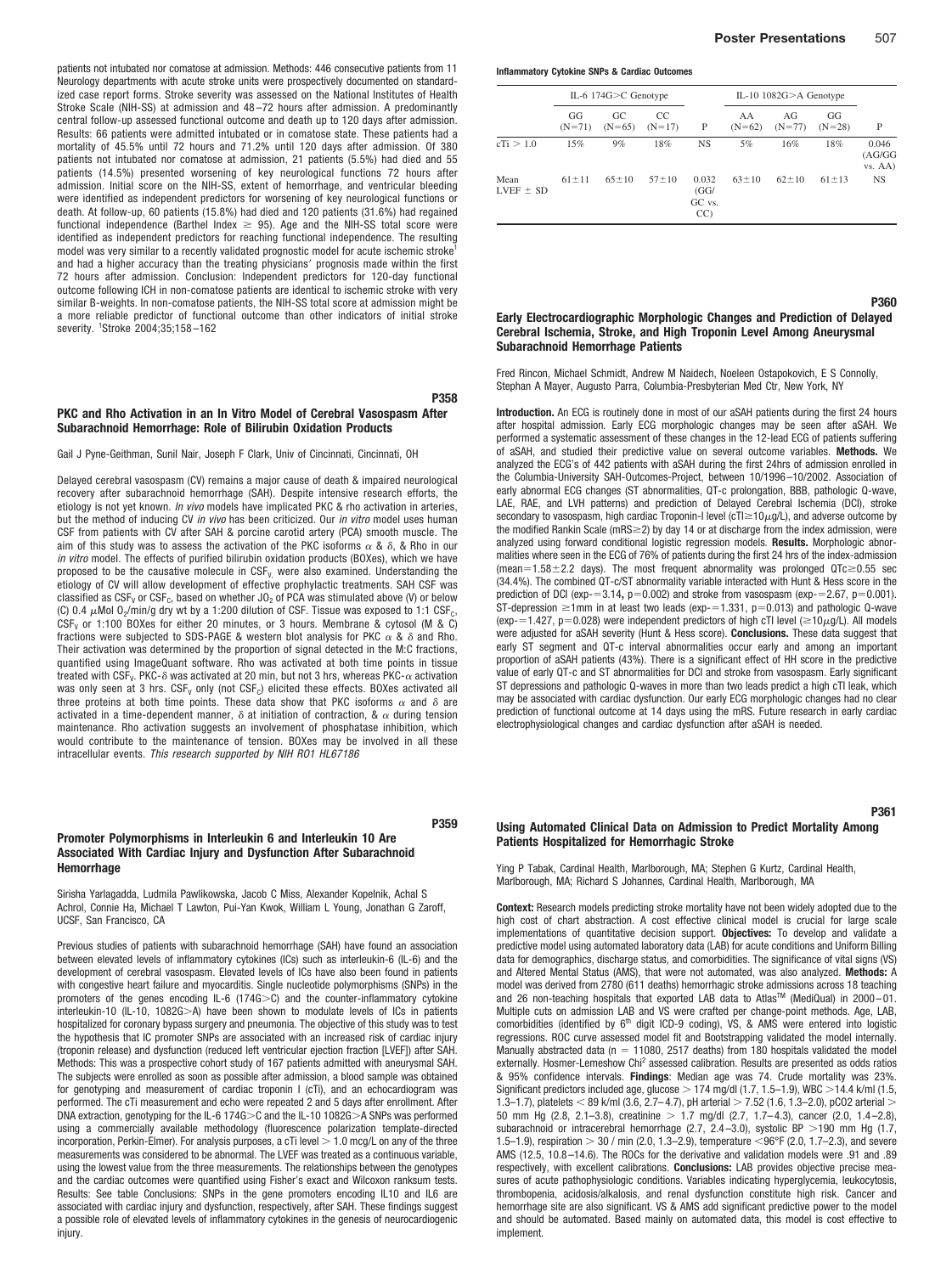patients not intubated nor comatose at admission. Methods: 446 consecutive patients from 11 Neurology departments with acute stroke units were prospectively documented on standardized case report forms. Stroke severity was assessed on the National Institutes of Health Stroke Scale (NIH-SS) at admission and 48–72 hours after admission. A predominantly central follow-up assessed functional outcome and death up to 120 days after admission. Results: 66 patients were admitted intubated or in comatose state. These patients had a mortality of 45.5% until 72 hours and 71.2% until 120 days after admission. Of 380 patients not intubated nor comatose at admission, 21 patients (5.5%) had died and 55 patients (14.5%) presented worsening of key neurological functions 72 hours after admission. Initial score on the NIH-SS, extent of hemorrhage, and ventricular bleeding were identified as independent predictors for worsening of key neurological functions or death. At follow-up, 60 patients (15.8%) had died and 120 patients (31.6%) had regained functional independence (Barthel Index $\geq$ 95). Age and the NIH-SS total score were identified as independent predictors for reaching functional independence. The resulting model was very similar to a recently validated prognostic model for acute ischemic stroke[1] and had a higher accuracy than the treating physicians' prognosis made within the first 72 hours after admission. Conclusion: Independent predictors for 120-day functional outcome following ICH in non-comatose patients are identical to ischemic stroke with very similar B-weights. In non-comatose patients, the NIH-SS total score at admission might be a more reliable predictor of functional outcome than other indicators of initial stroke severity. [1]Stroke 2004;35;158–162

P358

## PKC and Rho Activation in an In Vitro Model of Cerebral Vasospasm After Subarachnoid Hemorrhage: Role of Bilirubin Oxidation Products

Gail J Pyne-Geithman, Sunil Nair, Joseph F Clark, Univ of Cincinnati, Cincinnati, OH

Delayed cerebral vasospasm (CV) remains a major cause of death & impaired neurological recovery after subarachnoid hemorrhage (SAH). Despite intensive research efforts, the etiology is not yet known. *In vivo* models have implicated PKC & rho activation in arteries, but the method of inducing CV *in vivo* has been criticized. Our *in vitro* model uses human CSF from patients with CV after SAH & porcine carotid artery (PCA) smooth muscle. The aim of this study was to assess the activation of the PKC isoforms $\alpha$ & $\delta$, & Rho in our *in vitro* model. The effects of purified bilirubin oxidation products (BOXes), which we have proposed to be the causative molecule in $CSF_V$ were also examined. Understanding the etiology of CV will allow development of effective prophylactic treatments. SAH CSF was classified as $CSF_V$ or $CSF_C$, based on whether $JO_2$ of PCA was stimulated above (V) or below (C) 0.4 $\mu$Mol $O_2$/min/g dry wt by a 1:200 dilution of CSF. Tissue was exposed to 1:1 $CSF_C$, $CSF_V$ or 1:100 BOXes for either 20 minutes, or 3 hours. Membrane & cytosol (M & C) fractions were subjected to SDS-PAGE & western blot analysis for PKC $\alpha$ & $\delta$ and Rho. Their activation was determined by the proportion of signal detected in the M:C fractions, quantified using ImageQuant software. Rho was activated at both time points in tissue treated with $CSF_V$. PKC-$\delta$ was activated at 20 min, but not 3 hrs, whereas PKC-$\alpha$ activation was only seen at 3 hrs. $CSF_V$ only (not $CSF_C$) elicited these effects. BOXes activated all three proteins at both time points. These data show that PKC isoforms $\alpha$ and $\delta$ are activated in a time-dependent manner, $\delta$ at initiation of contraction, & $\alpha$ during tension maintenance. Rho activation suggests an involvement of phosphatase inhibition, which would contribute to the maintenance of tension. BOXes may be involved in all these intracellular events. *This research supported by NIH RO1 HL67186*

P359

## Promoter Polymorphisms in Interleukin 6 and Interleukin 10 Are Associated With Cardiac Injury and Dysfunction After Subarachnoid Hemorrhage

Sirisha Yarlagadda, Ludmila Pawlikowska, Jacob C Miss, Alexander Kopelnik, Achal S Achrol, Connie Ha, Michael T Lawton, Pui-Yan Kwok, William L Young, Jonathan G Zaroff, UCSF, San Francisco, CA

Previous studies of patients with subarachnoid hemorrhage (SAH) have found an association between elevated levels of inflammatory cytokines (ICs) such as interleukin-6 (IL-6) and the development of cerebral vasospasm. Elevated levels of ICs have also been found in patients with congestive heart failure and myocarditis. Single nucleotide polymorphisms (SNPs) in the promoters of the genes encoding IL-6 (174G>C) and the counter-inflammatory cytokine interleukin-10 (IL-10, 1082G>A) have been shown to modulate levels of ICs in patients hospitalized for coronary bypass surgery and pneumonia. The objective of this study was to test the hypothesis that IC promoter SNPs are associated with an increased risk of cardiac injury (troponin release) and dysfunction (reduced left ventricular ejection fraction [LVEF]) after SAH. Methods: This was a prospective cohort study of 167 patients admitted with aneurysmal SAH. The subjects were enrolled as soon as possible after admission, a blood sample was obtained for genotyping and measurement of cardiac troponin I (cTi), and an echocardiogram was performed. The cTi measurement and echo were repeated 2 and 5 days after enrollment. After DNA extraction, genotyping for the IL-6 174G>C and the IL-10 1082G>A SNPs was performed using a commercially available methodology (fluorescence polarization template-directed incorporation, Perkin-Elmer). For analysis purposes, a cTi level > 1.0 mcg/L on any of the three measurements was considered to be abnormal. The LVEF was treated as a continuous variable, using the lowest value from the three measurements. The relationships between the genotypes and the cardiac outcomes were quantified using Fisher's exact and Wilcoxon ranksum tests. Results: See table Conclusions: SNPs in the gene promoters encoding IL10 and IL6 are associated with cardiac injury and dysfunction, respectively, after SAH. These findings suggest a possible role of elevated levels of inflammatory cytokines in the genesis of neurocardiogenic injury.

**Inflammatory Cytokine SNPs & Cardiac Outcomes**

| | IL-6 174G>C Genotype | | | | IL-10 1082G>A Genotype | | | |
|---|---|---|---|---|---|---|---|---|
| | GG (N=71) | GC (N=65) | CC (N=17) | P | AA (N=62) | AG (N=77) | GG (N=28) | P |
| cTi > 1.0 | 15% | 9% | 18% | NS | 5% | 16% | 18% | 0.046 (AG/GG vs. AA) |
| Mean LVEF ± SD | 61±11 | 65±10 | 57±10 | 0.032 (GG/GC vs. CC) | 63±10 | 62±10 | 61±13 | NS |

P360

## Early Electrocardiographic Morphologic Changes and Prediction of Delayed Cerebral Ischemia, Stroke, and High Troponin Level Among Aneurysmal Subarachnoid Hemorrhage Patients

Fred Rincon, Michael Schmidt, Andrew M Naidech, Noeleen Ostapokovich, E S Connolly, Stephan A Mayer, Augusto Parra, Columbia-Presbyterian Med Ctr, New York, NY

**Introduction.** An ECG is routinely done in most of our aSAH patients during the first 24 hours after hospital admission. Early ECG morphologic changes may be seen after aSAH. We performed a systematic assessment of these changes in the 12-lead ECG of patients suffering of aSAH, and studied their predictive value on several outcome variables. **Methods.** We analyzed the ECG's of 442 patients with aSAH during the first 24hrs of admission enrolled in the Columbia-University SAH-Outcomes-Project, between 10/1996–10/2002. Association of early abnormal ECG changes (ST abnormalities, QT-c prolongation, BBB, pathologic Q-wave, LAE, RAE, and LVH patterns) and prediction of Delayed Cerebral Ischemia (DCI), stroke secondary to vasospasm, high cardiac Troponin-I level (cTI$\geq$10$\mu$g/L), and adverse outcome by the modified Rankin Scale (mRS$\geq$2) by day 14 or at discharge from the index admission, were analyzed using forward conditional logistic regression models. **Results.** Morphologic abnormalities where seen in the ECG of 76% of patients during the first 24 hrs of the index-admission (mean=1.58±2.2 days). The most frequent abnormality was prolonged QTc$\geq$0.55 sec (34.4%). The combined QT-c/ST abnormality variable interacted with Hunt & Hess score in the prediction of DCI (exp-=3.14, p=0.002) and stroke from vasospasm (exp-=2.67, p=0.001). ST-depression $\geq$1mm in at least two leads (exp-=1.331, p=0.013) and pathologic Q-wave (exp-=1.427, p=0.028) were independent predictors of high cTI level ($\geq$10$\mu$g/L). All models were adjusted for aSAH severity (Hunt & Hess score). **Conclusions.** These data suggest that early ST segment and QT-c interval abnormalities occur early and among an important proportion of aSAH patients (43%). There is a significant effect of HH score in the predictive value of early QT-c and ST abnormalities for DCI and stroke from vasospasm. Early significant ST depressions and pathologic Q-waves in more than two leads predict a high cTI leak, which may be associated with cardiac dysfunction. Our early ECG morphologic changes had no clear prediction of functional outcome at 14 days using the mRS. Future research in early cardiac electrophysiological changes and cardiac dysfunction after aSAH is needed.

P361

## Using Automated Clinical Data on Admission to Predict Mortality Among Patients Hospitalized for Hemorrhagic Stroke

Ying P Tabak, Cardinal Health, Marlborough, MA; Stephen G Kurtz, Cardinal Health, Marlborough, MA; Richard S Johannes, Cardinal Health, Marlborough, MA

**Context:** Research models predicting stroke mortality have not been widely adopted due to the high cost of chart abstraction. A cost effective clinical model is crucial for large scale implementations of quantitative decision support. **Objectives:** To develop and validate a predictive model using automated laboratory data (LAB) for acute conditions and Uniform Billing data for demographics, discharge status, and comorbidities. The significance of vital signs (VS) and Altered Mental Status (AMS), that were not automated, was also analyzed. **Methods:** A model was derived from 2780 (611 deaths) hemorrhagic stroke admissions across 18 teaching and 26 non-teaching hospitals that exported LAB data to Atlas™ (MediQual) in 2000–01. Multiple cuts on admission LAB and VS were crafted per change-point methods. Age, LAB, comorbidities (identified by 6th digit ICD-9 coding), VS, & AMS were entered into logistic regressions. ROC curve assessed model fit and Bootstrapping validated the model internally. Manually abstracted data (n = 11080, 2517 deaths) from 180 hospitals validated the model externally. Hosmer-Lemeshow Chi[2] assessed calibration. Results are presented as odds ratios & 95% confidence intervals. **Findings**: Median age was 74. Crude mortality was 23%. Significant predictors included age, glucose > 174 mg/dl (1.7, 1.5–1.9), WBC >14.4 k/ml (1.5, 1.3–1.7), platelets < 89 k/ml (3.6, 2.7–4.7), pH arterial > 7.52 (1.6, 1.3–2.0), pCO2 arterial > 50 mm Hg (2.8, 2.1–3.8), creatinine > 1.7 mg/dl (2.7, 1.7–4.3), cancer (2.0, 1.4–2.8), subarachnoid or intracerebral hemorrhage (2.7, 2.4–3.0), systolic BP >190 mm Hg (1.7, 1.5–1.9), respiration > 30 / min (2.0, 1.3–2.9), temperature <96°F (2.0, 1.7–2.3), and severe AMS (12.5, 10.8–14.6). The ROCs for the derivative and validation models were .91 and .89 respectively, with excellent calibrations. **Conclusions:** LAB provides objective precise measures of acute pathophysiologic conditions. Variables indicating hyperglycemia, leukocytosis, thrombopenia, acidosis/alkalosis, and renal dysfunction constitute high risk. Cancer and hemorrhage site are also significant. VS & AMS add significant predictive power to the model and should be automated. Based mainly on automated data, this model is cost effective to implement.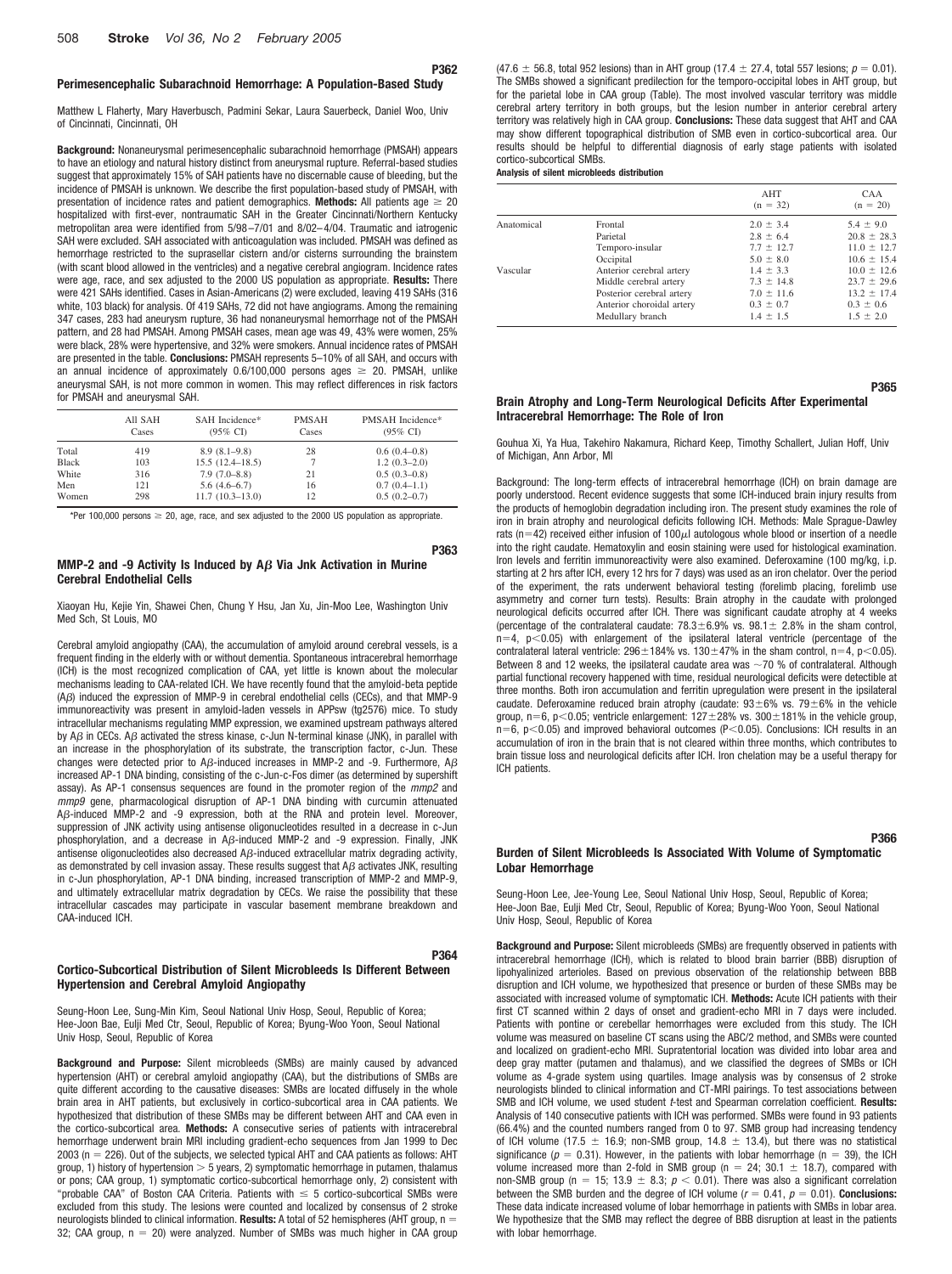**P362**

## Perimesencephalic Subarachnoid Hemorrhage: A Population-Based Study

Matthew L Flaherty, Mary Haverbusch, Padmini Sekar, Laura Sauerbeck, Daniel Woo, Univ of Cincinnati, Cincinnati, OH

**Background:** Nonaneurysmal perimesencephalic subarachnoid hemorrhage (PMSAH) appears to have an etiology and natural history distinct from aneurysmal rupture. Referral-based studies suggest that approximately 15% of SAH patients have no discernable cause of bleeding, but the incidence of PMSAH is unknown. We describe the first population-based study of PMSAH, with presentation of incidence rates and patient demographics. **Methods:** All patients age $\geq$ 20 hospitalized with first-ever, nontraumatic SAH in the Greater Cincinnati/Northern Kentucky metropolitan area were identified from 5/98–7/01 and 8/02–4/04. Traumatic and iatrogenic SAH were excluded. SAH associated with anticoagulation was included. PMSAH was defined as hemorrhage restricted to the suprasellar cistern and/or cisterns surrounding the brainstem (with scant blood allowed in the ventricles) and a negative cerebral angiogram. Incidence rates were age, race, and sex adjusted to the 2000 US population as appropriate. **Results:** There were 421 SAHs identified. Cases in Asian-Americans (2) were excluded, leaving 419 SAHs (316 white, 103 black) for analysis. Of 419 SAHs, 72 did not have angiograms. Among the remaining 347 cases, 283 had aneurysm rupture, 36 had nonaneurysmal hemorrhage not of the PMSAH pattern, and 28 had PMSAH. Among PMSAH cases, mean age was 49, 43% were women, 25% were black, 28% were hypertensive, and 32% were smokers. Annual incidence rates of PMSAH are presented in the table. **Conclusions:** PMSAH represents 5–10% of all SAH, and occurs with an annual incidence of approximately 0.6/100,000 persons ages $\geq$ 20. PMSAH, unlike aneurysmal SAH, is not more common in women. This may reflect differences in risk factors for PMSAH and aneurysmal SAH.

| | All SAH Cases | SAH Incidence* (95% CI) | PMSAH Cases | PMSAH Incidence* (95% CI) |
|---|---|---|---|---|
| Total | 419 | 8.9 (8.1–9.8) | 28 | 0.6 (0.4–0.8) |
| Black | 103 | 15.5 (12.4–18.5) | 7 | 1.2 (0.3–2.0) |
| White | 316 | 7.9 (7.0–8.8) | 21 | 0.5 (0.3–0.8) |
| Men | 121 | 5.6 (4.6–6.7) | 16 | 0.7 (0.4–1.1) |
| Women | 298 | 11.7 (10.3–13.0) | 12 | 0.5 (0.2–0.7) |

*Per 100,000 persons $\geq$ 20, age, race, and sex adjusted to the 2000 US population as appropriate.

**P363**

## MMP-2 and -9 Activity Is Induced by Aβ Via Jnk Activation in Murine Cerebral Endothelial Cells

Xiaoyan Hu, Kejie Yin, Shawei Chen, Chung Y Hsu, Jan Xu, Jin-Moo Lee, Washington Univ Med Sch, St Louis, MO

Cerebral amyloid angiopathy (CAA), the accumulation of amyloid around cerebral vessels, is a frequent finding in the elderly with or without dementia. Spontaneous intracerebral hemorrhage (ICH) is the most recognized complication of CAA, yet little is known about the molecular mechanisms leading to CAA-related ICH. We have recently found that the amyloid-beta peptide (Aβ) induced the expression of MMP-9 in cerebral endothelial cells (CECs), and that MMP-9 immunoreactivity was present in amyloid-laden vessels in APPsw (tg2576) mice. To study intracellular mechanisms regulating MMP expression, we examined upstream pathways altered by Aβ in CECs. Aβ activated the stress kinase, c-Jun N-terminal kinase (JNK), in parallel with an increase in the phosphorylation of its substrate, the transcription factor, c-Jun. These changes were detected prior to Aβ-induced increases in MMP-2 and -9. Furthermore, Aβ increased AP-1 DNA binding, consisting of the c-Jun-c-Fos dimer (as determined by supershift assay). As AP-1 consensus sequences are found in the promoter region of the *mmp2* and *mmp9* gene, pharmacological disruption of AP-1 DNA binding with curcumin attenuated Aβ-induced MMP-2 and -9 expression, both at the RNA and protein level. Moreover, suppression of JNK activity using antisense oligonucleotides resulted in a decrease in c-Jun phosphorylation, and a decrease in Aβ-induced MMP-2 and -9 expression. Finally, JNK antisense oligonucleotides also decreased Aβ-induced extracellular matrix degrading activity, as demonstrated by cell invasion assay. These results suggest that Aβ activates JNK, resulting in c-Jun phosphorylation, AP-1 DNA binding, increased transcription of MMP-2 and MMP-9, and ultimately extracellular matrix degradation by CECs. We raise the possibility that these intracellular cascades may participate in vascular basement membrane breakdown and CAA-induced ICH.

**P364**

## Cortico-Subcortical Distribution of Silent Microbleeds Is Different Between Hypertension and Cerebral Amyloid Angiopathy

Seung-Hoon Lee, Sung-Min Kim, Seoul National Univ Hosp, Seoul, Republic of Korea; Hee-Joon Bae, Eulji Med Ctr, Seoul, Republic of Korea; Byung-Woo Yoon, Seoul National Univ Hosp, Seoul, Republic of Korea

**Background and Purpose:** Silent microbleeds (SMBs) are mainly caused by advanced hypertension (AHT) or cerebral amyloid angiopathy (CAA), but the distributions of SMBs are quite different according to the causative diseases: SMBs are located diffusely in the whole brain area in AHT patients, but exclusively in cortico-subcortical area in CAA patients. We hypothesized that distribution of these SMBs may be different between AHT and CAA even in the cortico-subcortical area. **Methods:** A consecutive series of patients with intracerebral hemorrhage underwent brain MRI including gradient-echo sequences from Jan 1999 to Dec 2003 (n = 226). Out of the subjects, we selected typical AHT and CAA patients as follows: AHT group, 1) history of hypertension > 5 years, 2) symptomatic hemorrhage in putamen, thalamus or pons; CAA group, 1) symptomatic cortico-subcortical hemorrhage only, 2) consistent with "probable CAA" of Boston CAA Criteria. Patients with $\leq$ 5 cortico-subcortical SMBs were excluded from this study. The lesions were counted and localized by consensus of 2 stroke neurologists blinded to clinical information. **Results:** A total of 52 hemispheres (AHT group, n = 32; CAA group, n = 20) were analyzed. Number of SMBs was much higher in CAA group (47.6 ± 56.8, total 952 lesions) than in AHT group (17.4 ± 27.4, total 557 lesions; $p$ = 0.01). The SMBs showed a significant predilection for the temporo-occipital lobes in AHT group, but for the parietal lobe in CAA group (Table). The most involved vascular territory was middle cerebral artery territory in both groups, but the lesion number in anterior cerebral artery territory was relatively high in CAA group. **Conclusions:** These data suggest that AHT and CAA may show different topographical distribution of SMB even in cortico-subcortical area. Our results should be helpful to differential diagnosis of early stage patients with isolated cortico-subcortical SMBs.

**Analysis of silent microbleeds distribution**

| | | AHT (n = 32) | CAA (n = 20) |
|---|---|---|---|
| Anatomical | Frontal | 2.0 ± 3.4 | 5.4 ± 9.0 |
| | Parietal | 2.8 ± 6.4 | 20.8 ± 28.3 |
| | Temporo-insular | 7.7 ± 12.7 | 11.0 ± 12.7 |
| | Occipital | 5.0 ± 8.0 | 10.6 ± 15.4 |
| Vascular | Anterior cerebral artery | 1.4 ± 3.3 | 10.0 ± 12.6 |
| | Middle cerebral artery | 7.3 ± 14.8 | 23.7 ± 29.6 |
| | Posterior cerebral artery | 7.0 ± 11.6 | 13.2 ± 17.4 |
| | Anterior choroidal artery | 0.3 ± 0.7 | 0.3 ± 0.6 |
| | Medullary branch | 1.4 ± 1.5 | 1.5 ± 2.0 |

**P365**

## Brain Atrophy and Long-Term Neurological Deficits After Experimental Intracerebral Hemorrhage: The Role of Iron

Gouhua Xi, Ya Hua, Takehiro Nakamura, Richard Keep, Timothy Schallert, Julian Hoff, Univ of Michigan, Ann Arbor, MI

Background: The long-term effects of intracerebral hemorrhage (ICH) on brain damage are poorly understood. Recent evidence suggests that some ICH-induced brain injury results from the products of hemoglobin degradation including iron. The present study examines the role of iron in brain atrophy and neurological deficits following ICH. Methods: Male Sprague-Dawley rats (n=42) received either infusion of 100μl autologous whole blood or insertion of a needle into the right caudate. Hematoxylin and eosin staining were used for histological examination. Iron levels and ferritin immunoreactivity were also examined. Deferoxamine (100 mg/kg, i.p. starting at 2 hrs after ICH, every 12 hrs for 7 days) was used as an iron chelator. Over the period of the experiment, the rats underwent behavioral testing (forelimb placing, forelimb use asymmetry and corner turn tests). Results: Brain atrophy in the caudate with prolonged neurological deficits occurred after ICH. There was significant caudate atrophy at 4 weeks (percentage of the contralateral caudate: 78.3±6.9% vs. 98.1± 2.8% in the sham control, n=4, $p<0.05$) with enlargement of the ipsilateral lateral ventricle (percentage of the contralateral lateral ventricle: 296±184% vs. 130±47% in the sham control, n=4, $p<0.05$). Between 8 and 12 weeks, the ipsilateral caudate area was ~70 % of contralateral. Although partial functional recovery happened with time, residual neurological deficits were detectible at three months. Both iron accumulation and ferritin upregulation were present in the ipsilateral caudate. Deferoxamine reduced brain atrophy (caudate: 93±6% vs. 79±6% in the vehicle group, n=6, $p<0.05$; ventricle enlargement: 127±28% vs. 300±181% in the vehicle group, n=6, $p<0.05$) and improved behavioral outcomes ($P<0.05$). Conclusions: ICH results in an accumulation of iron in the brain that is not cleared within three months, which contributes to brain tissue loss and neurological deficits after ICH. Iron chelation may be a useful therapy for ICH patients.

**P366**

## Burden of Silent Microbleeds Is Associated With Volume of Symptomatic Lobar Hemorrhage

Seung-Hoon Lee, Jee-Young Lee, Seoul National Univ Hosp, Seoul, Republic of Korea; Hee-Joon Bae, Eulji Med Ctr, Seoul, Republic of Korea; Byung-Woo Yoon, Seoul National Univ Hosp, Seoul, Republic of Korea

**Background and Purpose:** Silent microbleeds (SMBs) are frequently observed in patients with intracerebral hemorrhage (ICH), which is related to blood brain barrier (BBB) disruption of lipohyalinized arterioles. Based on previous observation of the relationship between BBB disruption and ICH volume, we hypothesized that presence or burden of these SMBs may be associated with increased volume of symptomatic ICH. **Methods:** Acute ICH patients with their first CT scanned within 2 days of onset and gradient-echo MRI in 7 days were included. Patients with pontine or cerebellar hemorrhages were excluded from this study. The ICH volume was measured on baseline CT scans using the ABC/2 method, and SMBs were counted and localized on gradient-echo MRI. Supratentorial location was divided into lobar area and deep gray matter (putamen and thalamus), and we classified the degrees of SMBs or ICH volume as 4-grade system using quartiles. Image analysis was by consensus of 2 stroke neurologists blinded to clinical information and CT-MRI pairings. To test associations between SMB and ICH volume, we used student *t*-test and Spearman correlation coefficient. **Results:** Analysis of 140 consecutive patients with ICH was performed. SMBs were found in 93 patients (66.4%) and the counted numbers ranged from 0 to 97. SMB group had increasing tendency of ICH volume (17.5 ± 16.9; non-SMB group, 14.8 ± 13.4), but there was no statistical significance ($p$ = 0.31). However, in the patients with lobar hemorrhage (n = 39), the ICH volume increased more than 2-fold in SMB group (n = 24; 30.1 ± 18.7), compared with non-SMB group (n = 15; 13.9 ± 8.3; $p$ < 0.01). There was also a significant correlation between the SMB burden and the degree of ICH volume ($r$ = 0.41, $p$ = 0.01). **Conclusions:** These data indicate increased volume of lobar hemorrhage in patients with SMBs in lobar area. We hypothesize that the SMB may reflect the degree of BBB disruption at least in the patients with lobar hemorrhage.